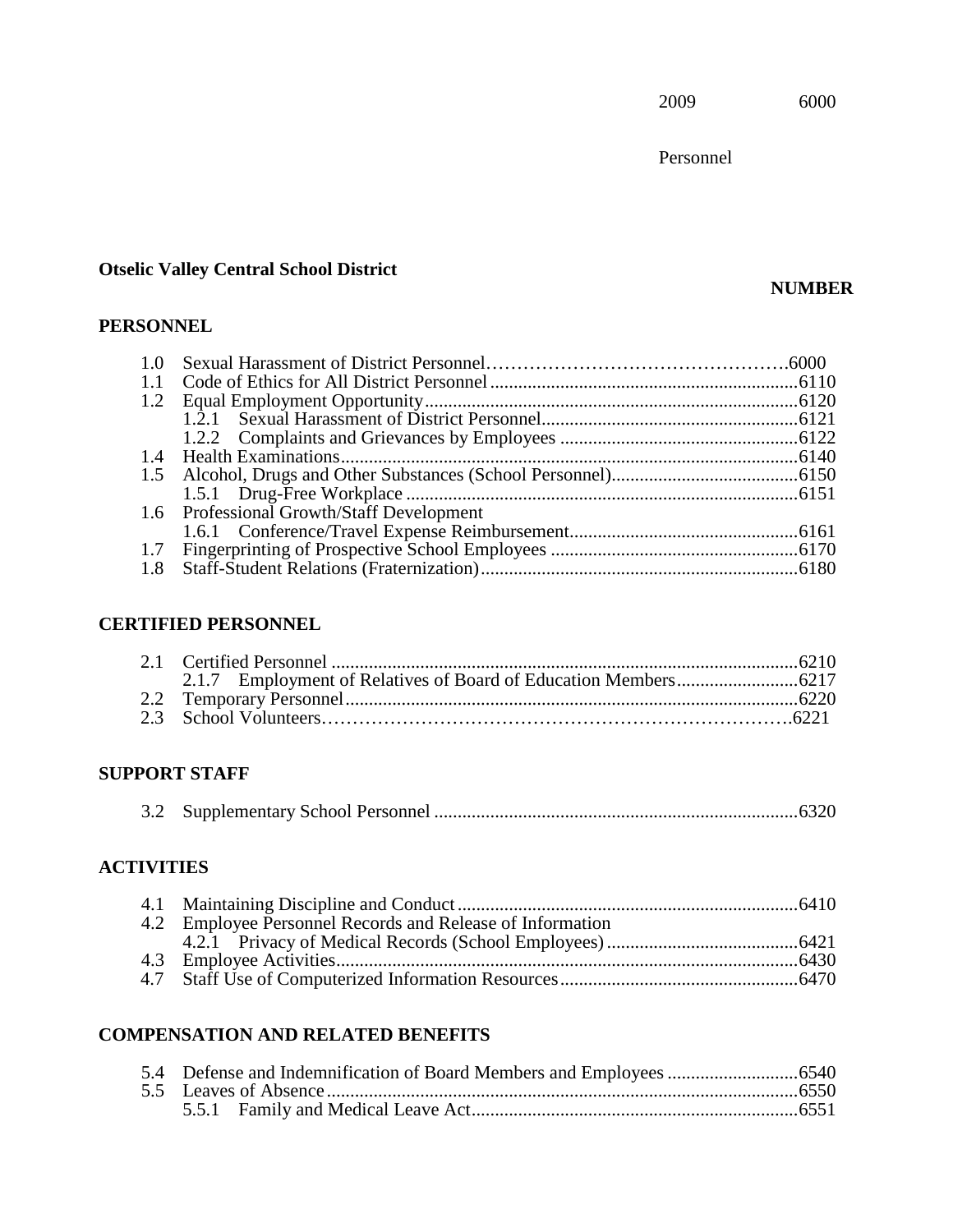2009 6000

Personnel

**Otselic Valley Central School District**

**NUMBER**

## PERSONNEL

| | | |
|---|---|---|
| 1.0 | Sexual Harassment of District Personnel | 6000 |
| 1.1 | Code of Ethics for All District Personnel | 6110 |
| 1.2 | Equal Employment Opportunity | 6120 |
| | 1.2.1 Sexual Harassment of District Personnel | 6121 |
| | 1.2.2 Complaints and Grievances by Employees | 6122 |
| 1.4 | Health Examinations | 6140 |
| 1.5 | Alcohol, Drugs and Other Substances (School Personnel) | 6150 |
| | 1.5.1 Drug-Free Workplace | 6151 |
| 1.6 | Professional Growth/Staff Development | |
| | 1.6.1 Conference/Travel Expense Reimbursement | 6161 |
| 1.7 | Fingerprinting of Prospective School Employees | 6170 |
| 1.8 | Staff-Student Relations (Fraternization) | 6180 |

## CERTIFIED PERSONNEL

| | | |
|---|---|---|
| 2.1 | Certified Personnel | 6210 |
| | 2.1.7 Employment of Relatives of Board of Education Members | 6217 |
| 2.2 | Temporary Personnel | 6220 |
| 2.3 | School Volunteers | 6221 |

## SUPPORT STAFF

| | | |
|---|---|---|
| 3.2 | Supplementary School Personnel | 6320 |

## ACTIVITIES

| | | |
|---|---|---|
| 4.1 | Maintaining Discipline and Conduct | 6410 |
| 4.2 | Employee Personnel Records and Release of Information | |
| | 4.2.1 Privacy of Medical Records (School Employees) | 6421 |
| 4.3 | Employee Activities | 6430 |
| 4.7 | Staff Use of Computerized Information Resources | 6470 |

## COMPENSATION AND RELATED BENEFITS

| | | |
|---|---|---|
| 5.4 | Defense and Indemnification of Board Members and Employees | 6540 |
| 5.5 | Leaves of Absence | 6550 |
| | 5.5.1 Family and Medical Leave Act | 6551 |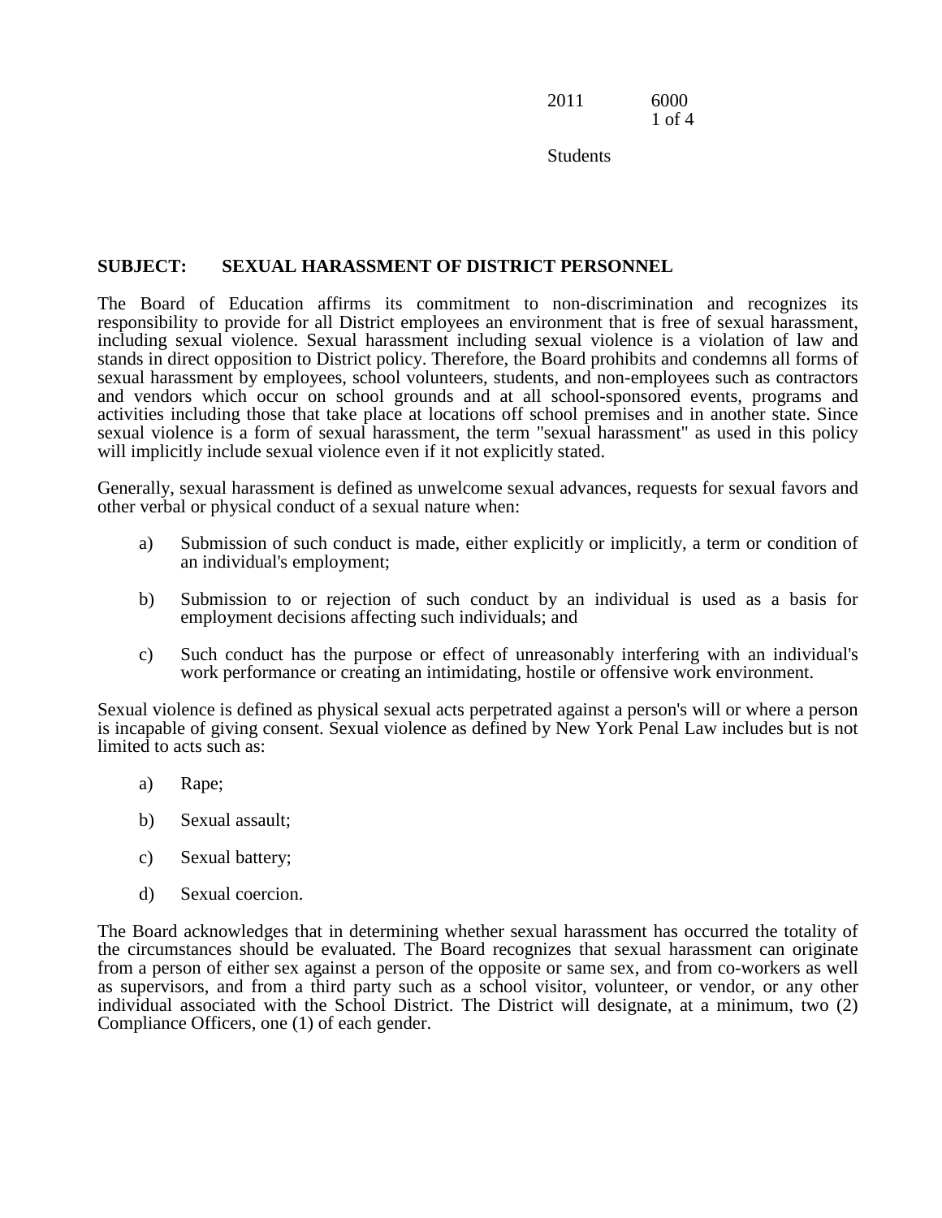**SUBJECT: SEXUAL HARASSMENT OF DISTRICT PERSONNEL**

The Board of Education affirms its commitment to non-discrimination and recognizes its responsibility to provide for all District employees an environment that is free of sexual harassment, including sexual violence. Sexual harassment including sexual violence is a violation of law and stands in direct opposition to District policy. Therefore, the Board prohibits and condemns all forms of sexual harassment by employees, school volunteers, students, and non-employees such as contractors and vendors which occur on school grounds and at all school-sponsored events, programs and activities including those that take place at locations off school premises and in another state. Since sexual violence is a form of sexual harassment, the term "sexual harassment" as used in this policy will implicitly include sexual violence even if it not explicitly stated.

Generally, sexual harassment is defined as unwelcome sexual advances, requests for sexual favors and other verbal or physical conduct of a sexual nature when:

a) Submission of such conduct is made, either explicitly or implicitly, a term or condition of an individual's employment;

b) Submission to or rejection of such conduct by an individual is used as a basis for employment decisions affecting such individuals; and

c) Such conduct has the purpose or effect of unreasonably interfering with an individual's work performance or creating an intimidating, hostile or offensive work environment.

Sexual violence is defined as physical sexual acts perpetrated against a person's will or where a person is incapable of giving consent. Sexual violence as defined by New York Penal Law includes but is not limited to acts such as:

a) Rape;

b) Sexual assault;

c) Sexual battery;

d) Sexual coercion.

The Board acknowledges that in determining whether sexual harassment has occurred the totality of the circumstances should be evaluated. The Board recognizes that sexual harassment can originate from a person of either sex against a person of the opposite or same sex, and from co-workers as well as supervisors, and from a third party such as a school visitor, volunteer, or vendor, or any other individual associated with the School District. The District will designate, at a minimum, two (2) Compliance Officers, one (1) of each gender.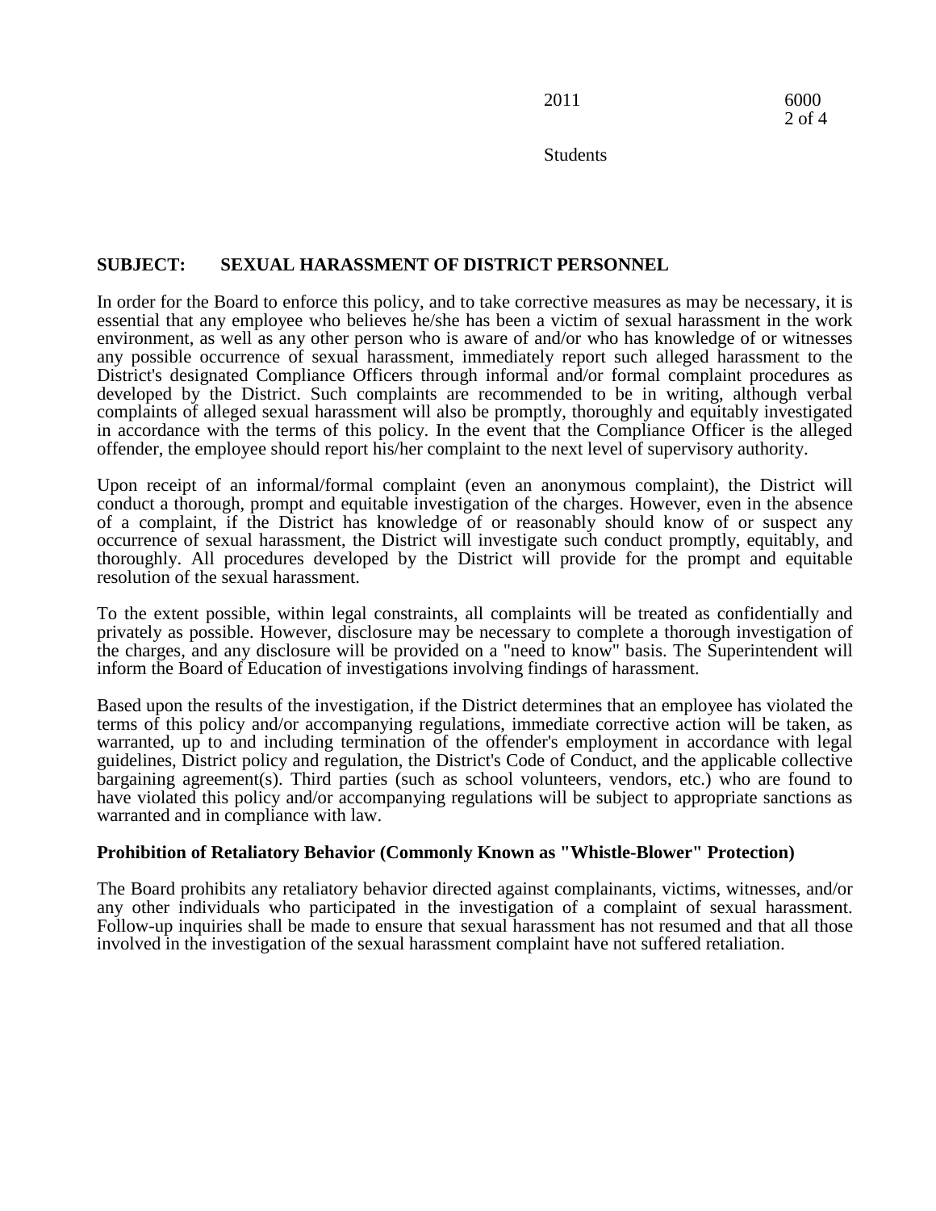**SUBJECT: SEXUAL HARASSMENT OF DISTRICT PERSONNEL**

In order for the Board to enforce this policy, and to take corrective measures as may be necessary, it is essential that any employee who believes he/she has been a victim of sexual harassment in the work environment, as well as any other person who is aware of and/or who has knowledge of or witnesses any possible occurrence of sexual harassment, immediately report such alleged harassment to the District's designated Compliance Officers through informal and/or formal complaint procedures as developed by the District. Such complaints are recommended to be in writing, although verbal complaints of alleged sexual harassment will also be promptly, thoroughly and equitably investigated in accordance with the terms of this policy. In the event that the Compliance Officer is the alleged offender, the employee should report his/her complaint to the next level of supervisory authority.

Upon receipt of an informal/formal complaint (even an anonymous complaint), the District will conduct a thorough, prompt and equitable investigation of the charges. However, even in the absence of a complaint, if the District has knowledge of or reasonably should know of or suspect any occurrence of sexual harassment, the District will investigate such conduct promptly, equitably, and thoroughly. All procedures developed by the District will provide for the prompt and equitable resolution of the sexual harassment.

To the extent possible, within legal constraints, all complaints will be treated as confidentially and privately as possible. However, disclosure may be necessary to complete a thorough investigation of the charges, and any disclosure will be provided on a "need to know" basis. The Superintendent will inform the Board of Education of investigations involving findings of harassment.

Based upon the results of the investigation, if the District determines that an employee has violated the terms of this policy and/or accompanying regulations, immediate corrective action will be taken, as warranted, up to and including termination of the offender's employment in accordance with legal guidelines, District policy and regulation, the District's Code of Conduct, and the applicable collective bargaining agreement(s). Third parties (such as school volunteers, vendors, etc.) who are found to have violated this policy and/or accompanying regulations will be subject to appropriate sanctions as warranted and in compliance with law.

**Prohibition of Retaliatory Behavior (Commonly Known as "Whistle-Blower" Protection)**

The Board prohibits any retaliatory behavior directed against complainants, victims, witnesses, and/or any other individuals who participated in the investigation of a complaint of sexual harassment. Follow-up inquiries shall be made to ensure that sexual harassment has not resumed and that all those involved in the investigation of the sexual harassment complaint have not suffered retaliation.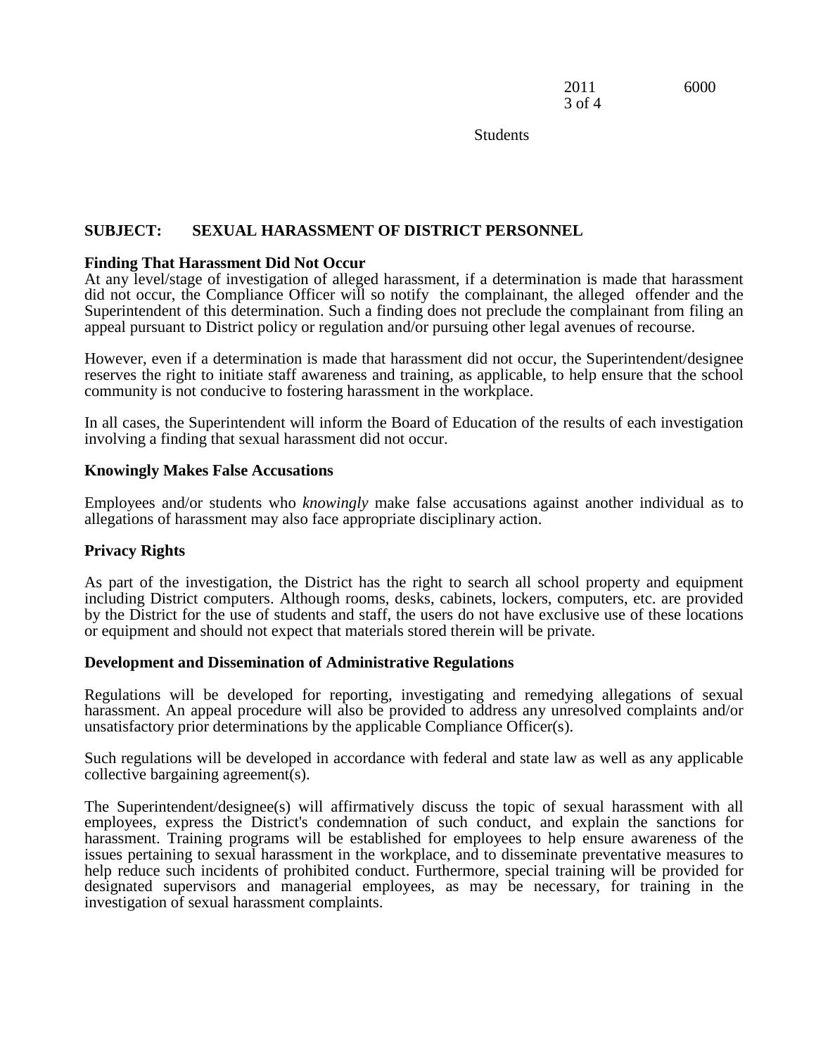**SUBJECT: SEXUAL HARASSMENT OF DISTRICT PERSONNEL**

**Finding That Harassment Did Not Occur**

At any level/stage of investigation of alleged harassment, if a determination is made that harassment did not occur, the Compliance Officer will so notify the complainant, the alleged offender and the Superintendent of this determination. Such a finding does not preclude the complainant from filing an appeal pursuant to District policy or regulation and/or pursuing other legal avenues of recourse.

However, even if a determination is made that harassment did not occur, the Superintendent/designee reserves the right to initiate staff awareness and training, as applicable, to help ensure that the school community is not conducive to fostering harassment in the workplace.

In all cases, the Superintendent will inform the Board of Education of the results of each investigation involving a finding that sexual harassment did not occur.

**Knowingly Makes False Accusations**

Employees and/or students who *knowingly* make false accusations against another individual as to allegations of harassment may also face appropriate disciplinary action.

**Privacy Rights**

As part of the investigation, the District has the right to search all school property and equipment including District computers. Although rooms, desks, cabinets, lockers, computers, etc. are provided by the District for the use of students and staff, the users do not have exclusive use of these locations or equipment and should not expect that materials stored therein will be private.

**Development and Dissemination of Administrative Regulations**

Regulations will be developed for reporting, investigating and remedying allegations of sexual harassment. An appeal procedure will also be provided to address any unresolved complaints and/or unsatisfactory prior determinations by the applicable Compliance Officer(s).

Such regulations will be developed in accordance with federal and state law as well as any applicable collective bargaining agreement(s).

The Superintendent/designee(s) will affirmatively discuss the topic of sexual harassment with all employees, express the District's condemnation of such conduct, and explain the sanctions for harassment. Training programs will be established for employees to help ensure awareness of the issues pertaining to sexual harassment in the workplace, and to disseminate preventative measures to help reduce such incidents of prohibited conduct. Furthermore, special training will be provided for designated supervisors and managerial employees, as may be necessary, for training in the investigation of sexual harassment complaints.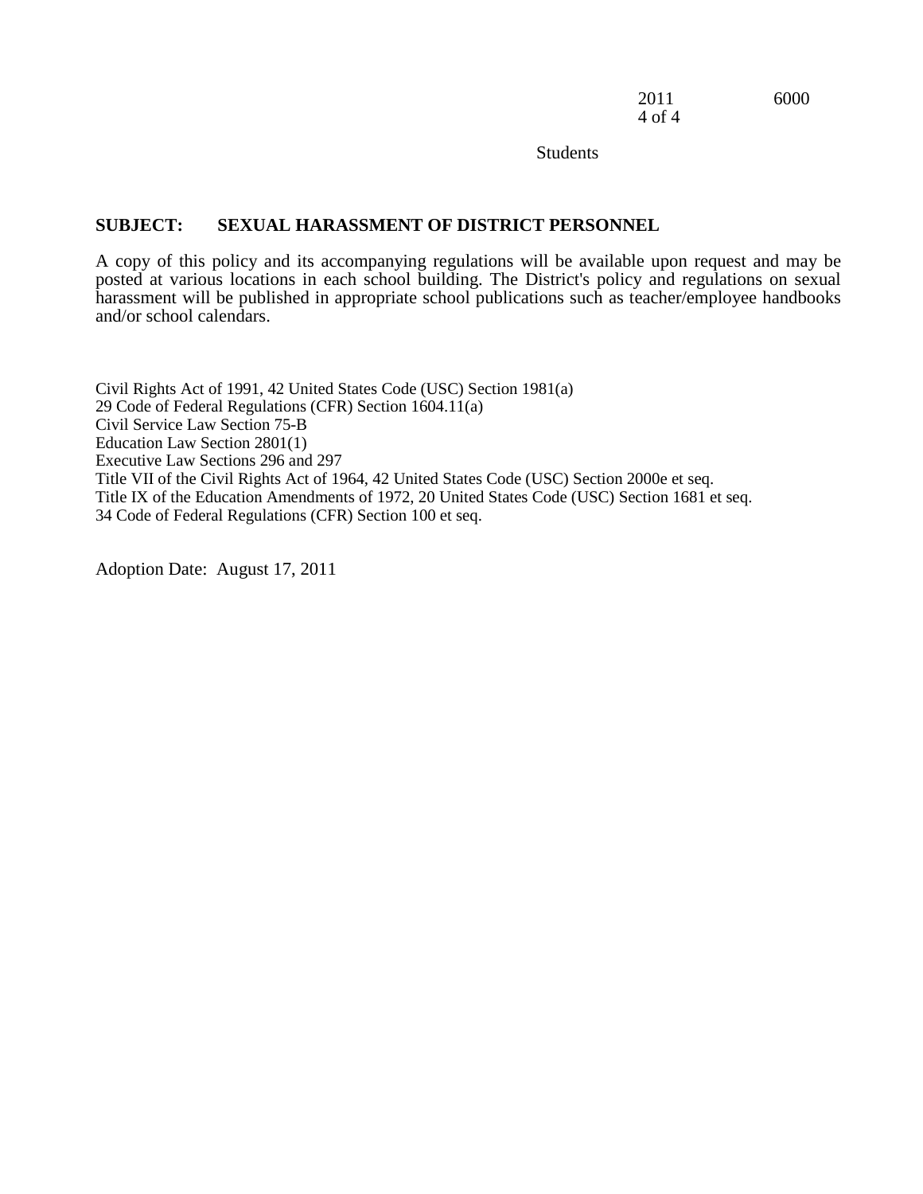## SUBJECT: SEXUAL HARASSMENT OF DISTRICT PERSONNEL

A copy of this policy and its accompanying regulations will be available upon request and may be posted at various locations in each school building. The District's policy and regulations on sexual harassment will be published in appropriate school publications such as teacher/employee handbooks and/or school calendars.

Civil Rights Act of 1991, 42 United States Code (USC) Section 1981(a)
29 Code of Federal Regulations (CFR) Section 1604.11(a)
Civil Service Law Section 75-B
Education Law Section 2801(1)
Executive Law Sections 296 and 297
Title VII of the Civil Rights Act of 1964, 42 United States Code (USC) Section 2000e et seq.
Title IX of the Education Amendments of 1972, 20 United States Code (USC) Section 1681 et seq.
34 Code of Federal Regulations (CFR) Section 100 et seq.

Adoption Date: August 17, 2011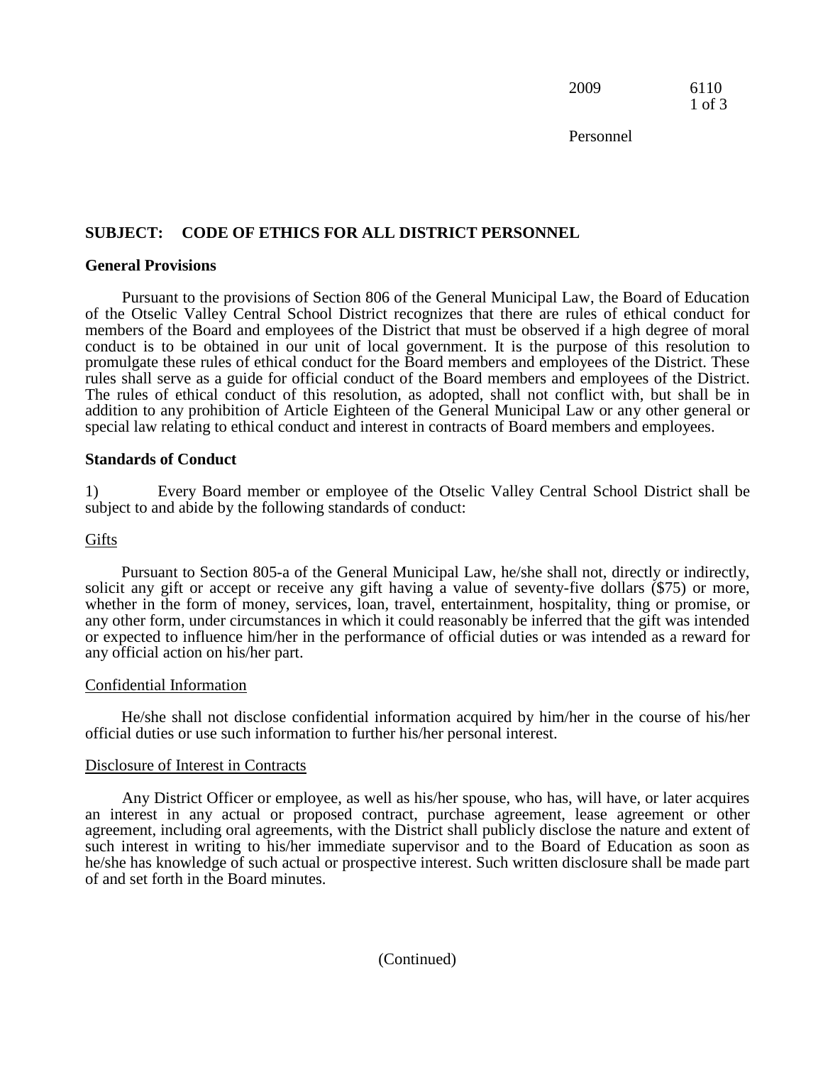## SUBJECT: CODE OF ETHICS FOR ALL DISTRICT PERSONNEL

### General Provisions

Pursuant to the provisions of Section 806 of the General Municipal Law, the Board of Education of the Otselic Valley Central School District recognizes that there are rules of ethical conduct for members of the Board and employees of the District that must be observed if a high degree of moral conduct is to be obtained in our unit of local government. It is the purpose of this resolution to promulgate these rules of ethical conduct for the Board members and employees of the District. These rules shall serve as a guide for official conduct of the Board members and employees of the District. The rules of ethical conduct of this resolution, as adopted, shall not conflict with, but shall be in addition to any prohibition of Article Eighteen of the General Municipal Law or any other general or special law relating to ethical conduct and interest in contracts of Board members and employees.

### Standards of Conduct

1) Every Board member or employee of the Otselic Valley Central School District shall be subject to and abide by the following standards of conduct:

Gifts

Pursuant to Section 805-a of the General Municipal Law, he/she shall not, directly or indirectly, solicit any gift or accept or receive any gift having a value of seventy-five dollars ($75) or more, whether in the form of money, services, loan, travel, entertainment, hospitality, thing or promise, or any other form, under circumstances in which it could reasonably be inferred that the gift was intended or expected to influence him/her in the performance of official duties or was intended as a reward for any official action on his/her part.

Confidential Information

He/she shall not disclose confidential information acquired by him/her in the course of his/her official duties or use such information to further his/her personal interest.

Disclosure of Interest in Contracts

Any District Officer or employee, as well as his/her spouse, who has, will have, or later acquires an interest in any actual or proposed contract, purchase agreement, lease agreement or other agreement, including oral agreements, with the District shall publicly disclose the nature and extent of such interest in writing to his/her immediate supervisor and to the Board of Education as soon as he/she has knowledge of such actual or prospective interest. Such written disclosure shall be made part of and set forth in the Board minutes.

(Continued)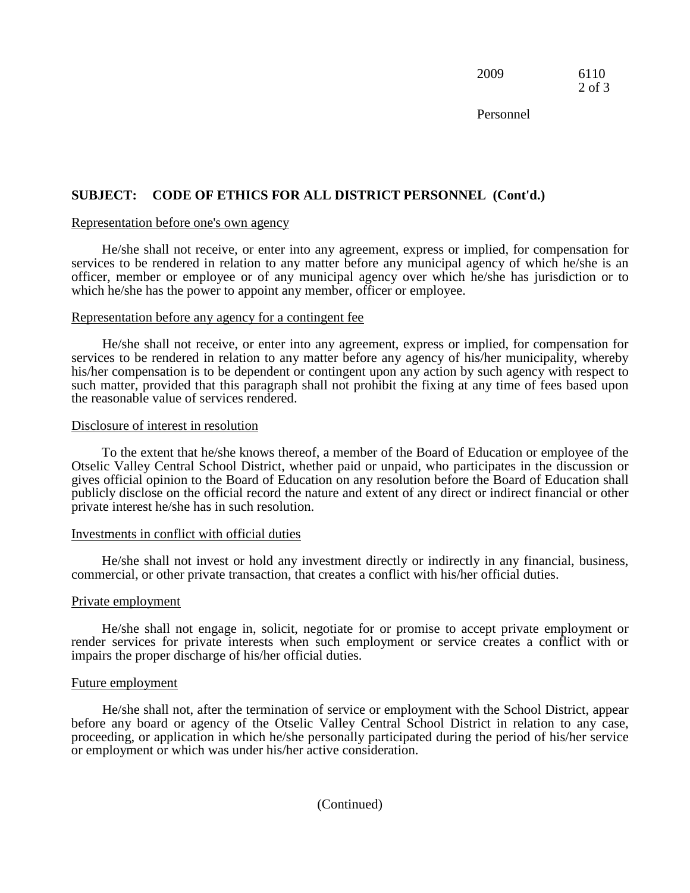**SUBJECT: CODE OF ETHICS FOR ALL DISTRICT PERSONNEL (Cont'd.)**

Representation before one's own agency

He/she shall not receive, or enter into any agreement, express or implied, for compensation for services to be rendered in relation to any matter before any municipal agency of which he/she is an officer, member or employee or of any municipal agency over which he/she has jurisdiction or to which he/she has the power to appoint any member, officer or employee.

Representation before any agency for a contingent fee

He/she shall not receive, or enter into any agreement, express or implied, for compensation for services to be rendered in relation to any matter before any agency of his/her municipality, whereby his/her compensation is to be dependent or contingent upon any action by such agency with respect to such matter, provided that this paragraph shall not prohibit the fixing at any time of fees based upon the reasonable value of services rendered.

Disclosure of interest in resolution

To the extent that he/she knows thereof, a member of the Board of Education or employee of the Otselic Valley Central School District, whether paid or unpaid, who participates in the discussion or gives official opinion to the Board of Education on any resolution before the Board of Education shall publicly disclose on the official record the nature and extent of any direct or indirect financial or other private interest he/she has in such resolution.

Investments in conflict with official duties

He/she shall not invest or hold any investment directly or indirectly in any financial, business, commercial, or other private transaction, that creates a conflict with his/her official duties.

Private employment

He/she shall not engage in, solicit, negotiate for or promise to accept private employment or render services for private interests when such employment or service creates a conflict with or impairs the proper discharge of his/her official duties.

Future employment

He/she shall not, after the termination of service or employment with the School District, appear before any board or agency of the Otselic Valley Central School District in relation to any case, proceeding, or application in which he/she personally participated during the period of his/her service or employment or which was under his/her active consideration.

(Continued)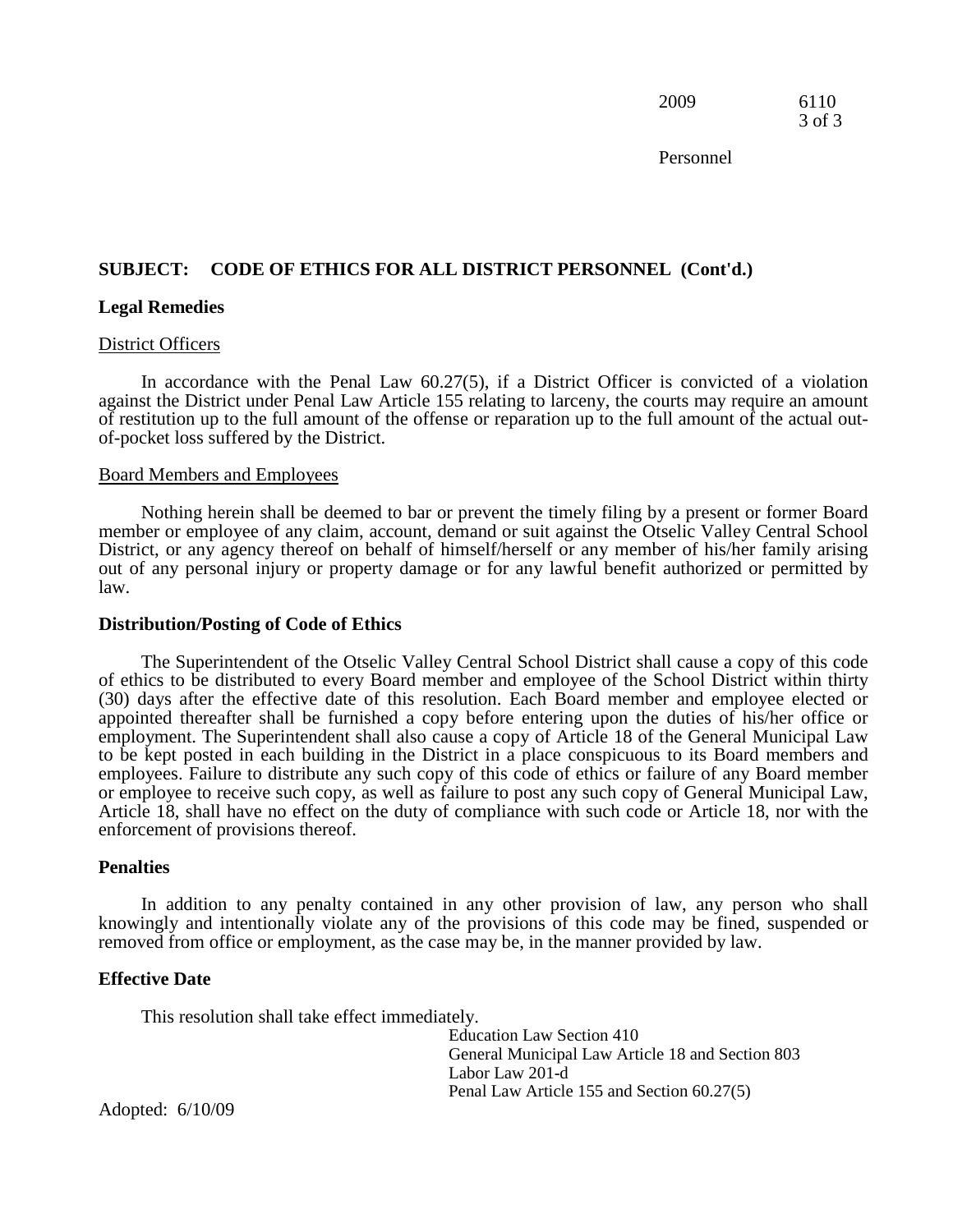**SUBJECT: CODE OF ETHICS FOR ALL DISTRICT PERSONNEL (Cont'd.)**

**Legal Remedies**

District Officers

In accordance with the Penal Law 60.27(5), if a District Officer is convicted of a violation against the District under Penal Law Article 155 relating to larceny, the courts may require an amount of restitution up to the full amount of the offense or reparation up to the full amount of the actual out-of-pocket loss suffered by the District.

Board Members and Employees

Nothing herein shall be deemed to bar or prevent the timely filing by a present or former Board member or employee of any claim, account, demand or suit against the Otselic Valley Central School District, or any agency thereof on behalf of himself/herself or any member of his/her family arising out of any personal injury or property damage or for any lawful benefit authorized or permitted by law.

**Distribution/Posting of Code of Ethics**

The Superintendent of the Otselic Valley Central School District shall cause a copy of this code of ethics to be distributed to every Board member and employee of the School District within thirty (30) days after the effective date of this resolution. Each Board member and employee elected or appointed thereafter shall be furnished a copy before entering upon the duties of his/her office or employment. The Superintendent shall also cause a copy of Article 18 of the General Municipal Law to be kept posted in each building in the District in a place conspicuous to its Board members and employees. Failure to distribute any such copy of this code of ethics or failure of any Board member or employee to receive such copy, as well as failure to post any such copy of General Municipal Law, Article 18, shall have no effect on the duty of compliance with such code or Article 18, nor with the enforcement of provisions thereof.

**Penalties**

In addition to any penalty contained in any other provision of law, any person who shall knowingly and intentionally violate any of the provisions of this code may be fined, suspended or removed from office or employment, as the case may be, in the manner provided by law.

**Effective Date**

This resolution shall take effect immediately.

Education Law Section 410
General Municipal Law Article 18 and Section 803
Labor Law 201-d
Penal Law Article 155 and Section 60.27(5)

Adopted: 6/10/09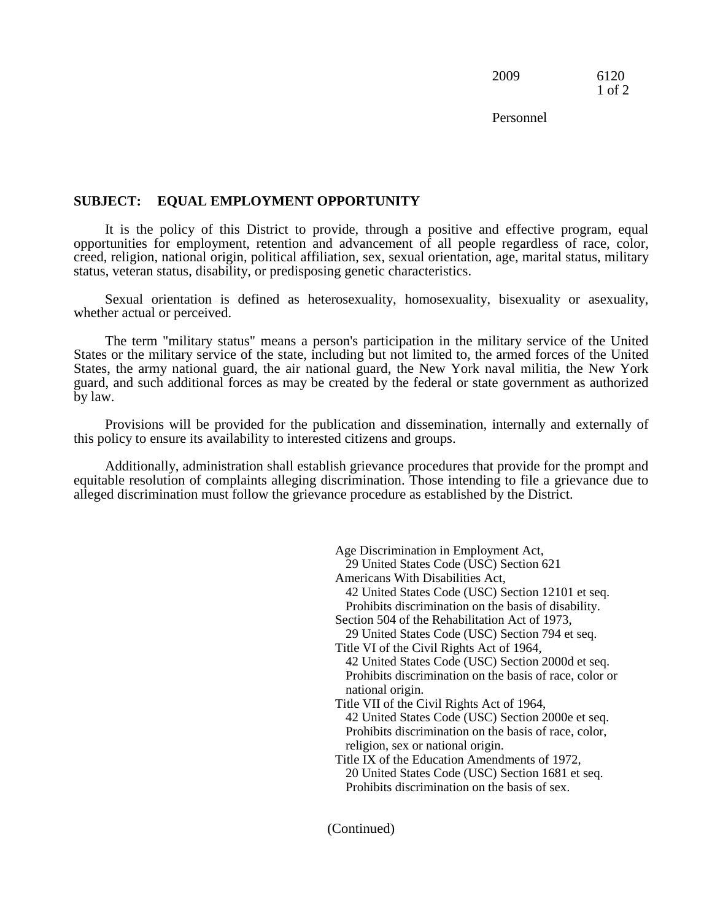## SUBJECT: EQUAL EMPLOYMENT OPPORTUNITY

It is the policy of this District to provide, through a positive and effective program, equal opportunities for employment, retention and advancement of all people regardless of race, color, creed, religion, national origin, political affiliation, sex, sexual orientation, age, marital status, military status, veteran status, disability, or predisposing genetic characteristics.

Sexual orientation is defined as heterosexuality, homosexuality, bisexuality or asexuality, whether actual or perceived.

The term "military status" means a person's participation in the military service of the United States or the military service of the state, including but not limited to, the armed forces of the United States, the army national guard, the air national guard, the New York naval militia, the New York guard, and such additional forces as may be created by the federal or state government as authorized by law.

Provisions will be provided for the publication and dissemination, internally and externally of this policy to ensure its availability to interested citizens and groups.

Additionally, administration shall establish grievance procedures that provide for the prompt and equitable resolution of complaints alleging discrimination. Those intending to file a grievance due to alleged discrimination must follow the grievance procedure as established by the District.

Age Discrimination in Employment Act,
29 United States Code (USC) Section 621
Americans With Disabilities Act,
42 United States Code (USC) Section 12101 et seq.
Prohibits discrimination on the basis of disability.
Section 504 of the Rehabilitation Act of 1973,
29 United States Code (USC) Section 794 et seq.
Title VI of the Civil Rights Act of 1964,
42 United States Code (USC) Section 2000d et seq.
Prohibits discrimination on the basis of race, color or national origin.
Title VII of the Civil Rights Act of 1964,
42 United States Code (USC) Section 2000e et seq.
Prohibits discrimination on the basis of race, color, religion, sex or national origin.
Title IX of the Education Amendments of 1972,
20 United States Code (USC) Section 1681 et seq.
Prohibits discrimination on the basis of sex.

(Continued)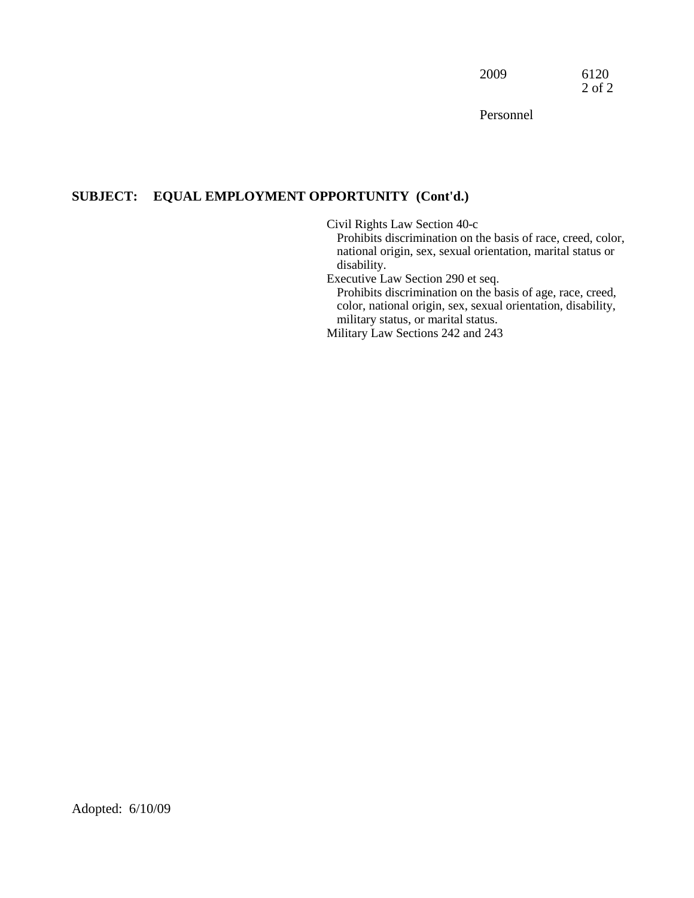## SUBJECT: EQUAL EMPLOYMENT OPPORTUNITY (Cont'd.)

Civil Rights Law Section 40-c
Prohibits discrimination on the basis of race, creed, color, national origin, sex, sexual orientation, marital status or disability.

Executive Law Section 290 et seq.
Prohibits discrimination on the basis of age, race, creed, color, national origin, sex, sexual orientation, disability, military status, or marital status.

Military Law Sections 242 and 243

Adopted: 6/10/09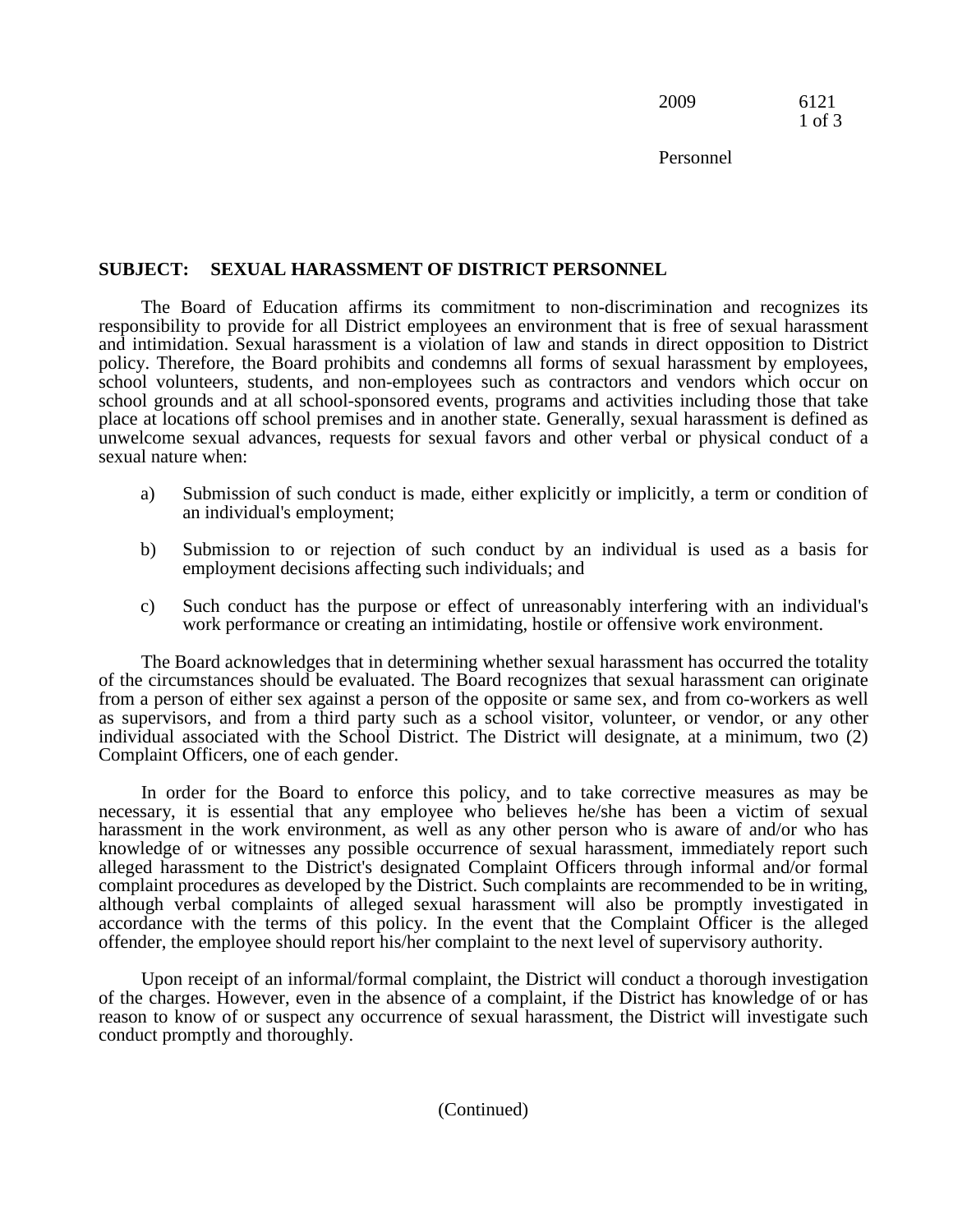## SUBJECT: SEXUAL HARASSMENT OF DISTRICT PERSONNEL

The Board of Education affirms its commitment to non-discrimination and recognizes its responsibility to provide for all District employees an environment that is free of sexual harassment and intimidation. Sexual harassment is a violation of law and stands in direct opposition to District policy. Therefore, the Board prohibits and condemns all forms of sexual harassment by employees, school volunteers, students, and non-employees such as contractors and vendors which occur on school grounds and at all school-sponsored events, programs and activities including those that take place at locations off school premises and in another state. Generally, sexual harassment is defined as unwelcome sexual advances, requests for sexual favors and other verbal or physical conduct of a sexual nature when:

a) Submission of such conduct is made, either explicitly or implicitly, a term or condition of an individual's employment;

b) Submission to or rejection of such conduct by an individual is used as a basis for employment decisions affecting such individuals; and

c) Such conduct has the purpose or effect of unreasonably interfering with an individual's work performance or creating an intimidating, hostile or offensive work environment.

The Board acknowledges that in determining whether sexual harassment has occurred the totality of the circumstances should be evaluated. The Board recognizes that sexual harassment can originate from a person of either sex against a person of the opposite or same sex, and from co-workers as well as supervisors, and from a third party such as a school visitor, volunteer, or vendor, or any other individual associated with the School District. The District will designate, at a minimum, two (2) Complaint Officers, one of each gender.

In order for the Board to enforce this policy, and to take corrective measures as may be necessary, it is essential that any employee who believes he/she has been a victim of sexual harassment in the work environment, as well as any other person who is aware of and/or who has knowledge of or witnesses any possible occurrence of sexual harassment, immediately report such alleged harassment to the District's designated Complaint Officers through informal and/or formal complaint procedures as developed by the District. Such complaints are recommended to be in writing, although verbal complaints of alleged sexual harassment will also be promptly investigated in accordance with the terms of this policy. In the event that the Complaint Officer is the alleged offender, the employee should report his/her complaint to the next level of supervisory authority.

Upon receipt of an informal/formal complaint, the District will conduct a thorough investigation of the charges. However, even in the absence of a complaint, if the District has knowledge of or has reason to know of or suspect any occurrence of sexual harassment, the District will investigate such conduct promptly and thoroughly.

(Continued)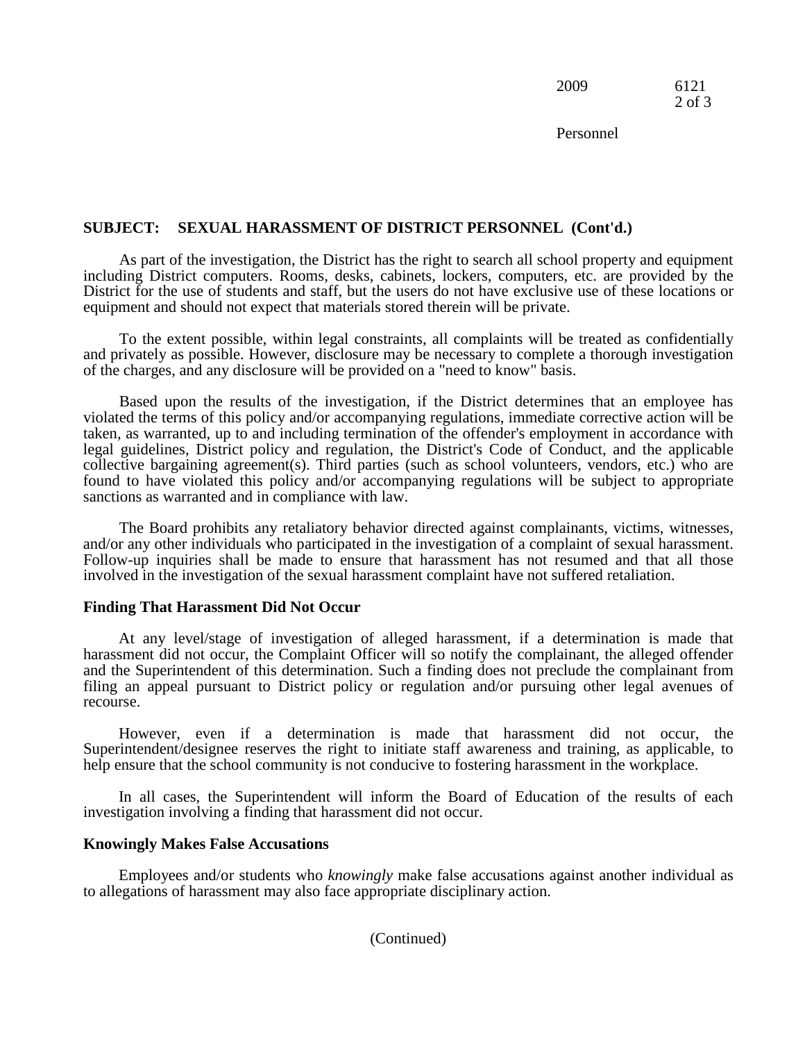**SUBJECT: SEXUAL HARASSMENT OF DISTRICT PERSONNEL (Cont'd.)**

As part of the investigation, the District has the right to search all school property and equipment including District computers. Rooms, desks, cabinets, lockers, computers, etc. are provided by the District for the use of students and staff, but the users do not have exclusive use of these locations or equipment and should not expect that materials stored therein will be private.

To the extent possible, within legal constraints, all complaints will be treated as confidentially and privately as possible. However, disclosure may be necessary to complete a thorough investigation of the charges, and any disclosure will be provided on a "need to know" basis.

Based upon the results of the investigation, if the District determines that an employee has violated the terms of this policy and/or accompanying regulations, immediate corrective action will be taken, as warranted, up to and including termination of the offender's employment in accordance with legal guidelines, District policy and regulation, the District's Code of Conduct, and the applicable collective bargaining agreement(s). Third parties (such as school volunteers, vendors, etc.) who are found to have violated this policy and/or accompanying regulations will be subject to appropriate sanctions as warranted and in compliance with law.

The Board prohibits any retaliatory behavior directed against complainants, victims, witnesses, and/or any other individuals who participated in the investigation of a complaint of sexual harassment. Follow-up inquiries shall be made to ensure that harassment has not resumed and that all those involved in the investigation of the sexual harassment complaint have not suffered retaliation.

**Finding That Harassment Did Not Occur**

At any level/stage of investigation of alleged harassment, if a determination is made that harassment did not occur, the Complaint Officer will so notify the complainant, the alleged offender and the Superintendent of this determination. Such a finding does not preclude the complainant from filing an appeal pursuant to District policy or regulation and/or pursuing other legal avenues of recourse.

However, even if a determination is made that harassment did not occur, the Superintendent/designee reserves the right to initiate staff awareness and training, as applicable, to help ensure that the school community is not conducive to fostering harassment in the workplace.

In all cases, the Superintendent will inform the Board of Education of the results of each investigation involving a finding that harassment did not occur.

**Knowingly Makes False Accusations**

Employees and/or students who *knowingly* make false accusations against another individual as to allegations of harassment may also face appropriate disciplinary action.

(Continued)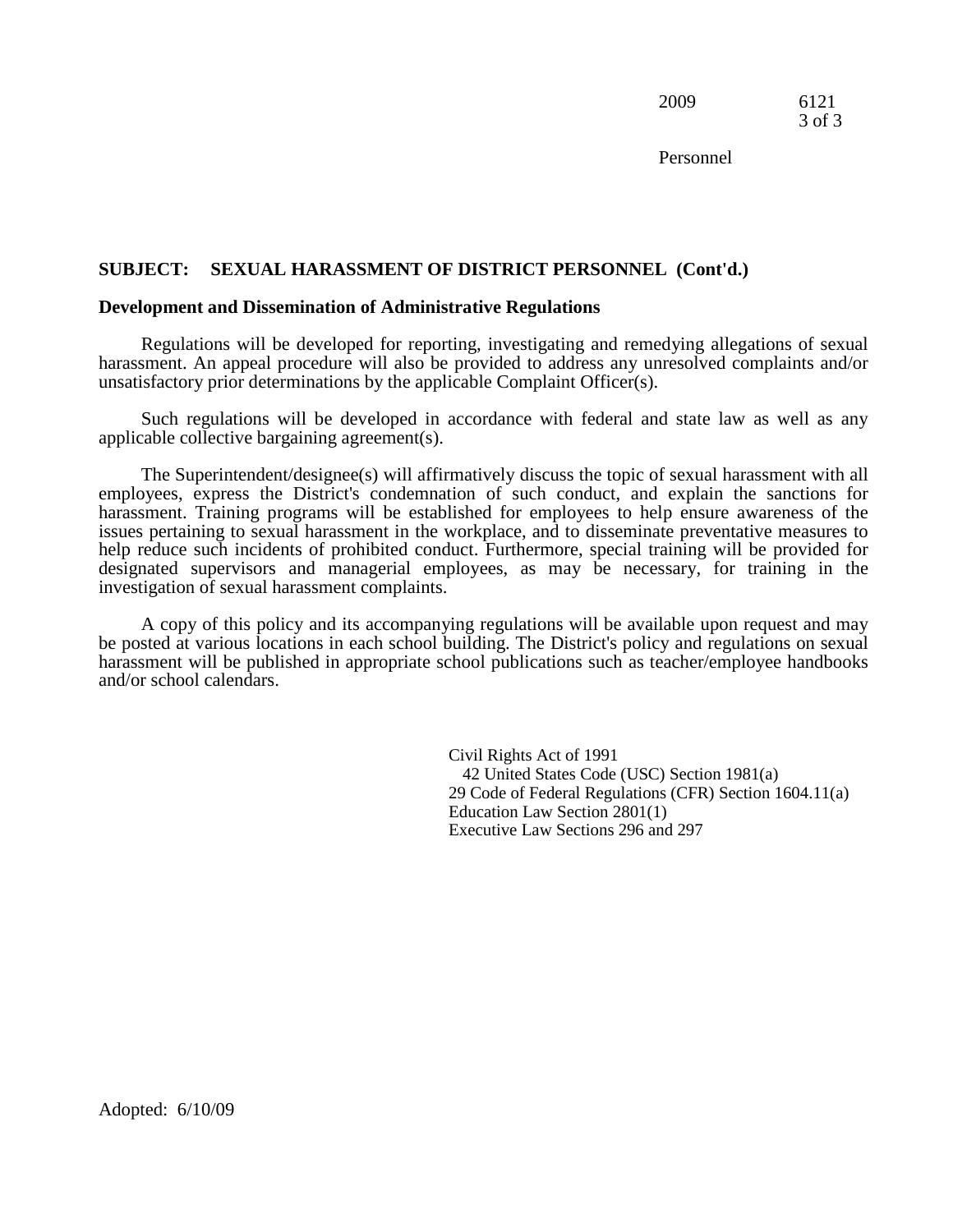**SUBJECT: SEXUAL HARASSMENT OF DISTRICT PERSONNEL (Cont'd.)**

**Development and Dissemination of Administrative Regulations**

Regulations will be developed for reporting, investigating and remedying allegations of sexual harassment. An appeal procedure will also be provided to address any unresolved complaints and/or unsatisfactory prior determinations by the applicable Complaint Officer(s).

Such regulations will be developed in accordance with federal and state law as well as any applicable collective bargaining agreement(s).

The Superintendent/designee(s) will affirmatively discuss the topic of sexual harassment with all employees, express the District's condemnation of such conduct, and explain the sanctions for harassment. Training programs will be established for employees to help ensure awareness of the issues pertaining to sexual harassment in the workplace, and to disseminate preventative measures to help reduce such incidents of prohibited conduct. Furthermore, special training will be provided for designated supervisors and managerial employees, as may be necessary, for training in the investigation of sexual harassment complaints.

A copy of this policy and its accompanying regulations will be available upon request and may be posted at various locations in each school building. The District's policy and regulations on sexual harassment will be published in appropriate school publications such as teacher/employee handbooks and/or school calendars.

Civil Rights Act of 1991
42 United States Code (USC) Section 1981(a)
29 Code of Federal Regulations (CFR) Section 1604.11(a)
Education Law Section 2801(1)
Executive Law Sections 296 and 297

Adopted: 6/10/09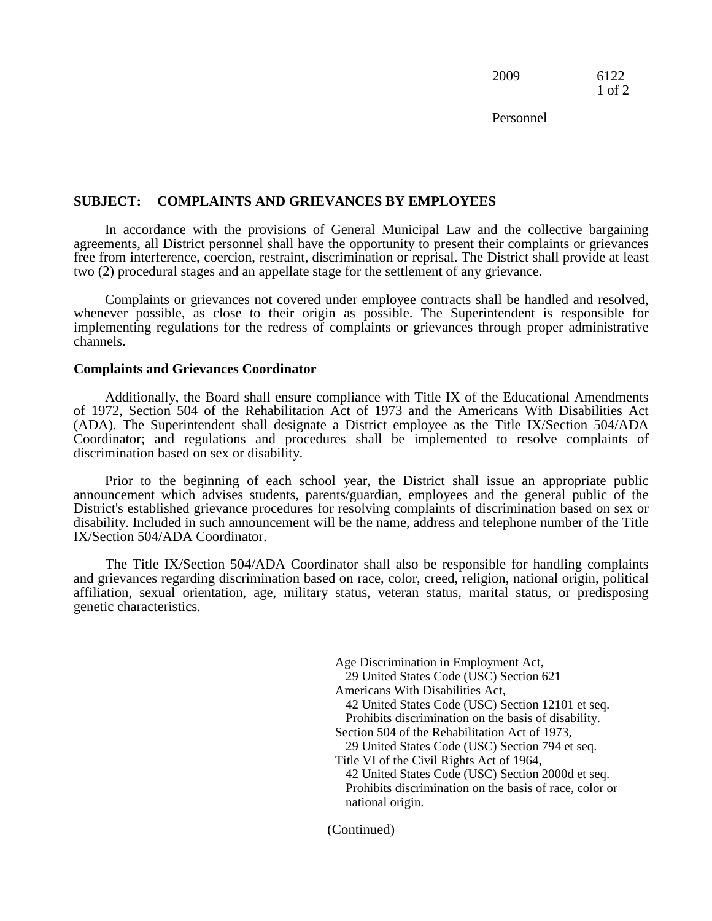2009 6122

Personnel

**SUBJECT: COMPLAINTS AND GRIEVANCES BY EMPLOYEES**

In accordance with the provisions of General Municipal Law and the collective bargaining agreements, all District personnel shall have the opportunity to present their complaints or grievances free from interference, coercion, restraint, discrimination or reprisal. The District shall provide at least two (2) procedural stages and an appellate stage for the settlement of any grievance.

Complaints or grievances not covered under employee contracts shall be handled and resolved, whenever possible, as close to their origin as possible. The Superintendent is responsible for implementing regulations for the redress of complaints or grievances through proper administrative channels.

**Complaints and Grievances Coordinator**

Additionally, the Board shall ensure compliance with Title IX of the Educational Amendments of 1972, Section 504 of the Rehabilitation Act of 1973 and the Americans With Disabilities Act (ADA). The Superintendent shall designate a District employee as the Title IX/Section 504/ADA Coordinator; and regulations and procedures shall be implemented to resolve complaints of discrimination based on sex or disability.

Prior to the beginning of each school year, the District shall issue an appropriate public announcement which advises students, parents/guardian, employees and the general public of the District's established grievance procedures for resolving complaints of discrimination based on sex or disability. Included in such announcement will be the name, address and telephone number of the Title IX/Section 504/ADA Coordinator.

The Title IX/Section 504/ADA Coordinator shall also be responsible for handling complaints and grievances regarding discrimination based on race, color, creed, religion, national origin, political affiliation, sexual orientation, age, military status, veteran status, marital status, or predisposing genetic characteristics.

Age Discrimination in Employment Act,
29 United States Code (USC) Section 621
Americans With Disabilities Act,
42 United States Code (USC) Section 12101 et seq.
Prohibits discrimination on the basis of disability.
Section 504 of the Rehabilitation Act of 1973,
29 United States Code (USC) Section 794 et seq.
Title VI of the Civil Rights Act of 1964,
42 United States Code (USC) Section 2000d et seq.
Prohibits discrimination on the basis of race, color or national origin.

(Continued)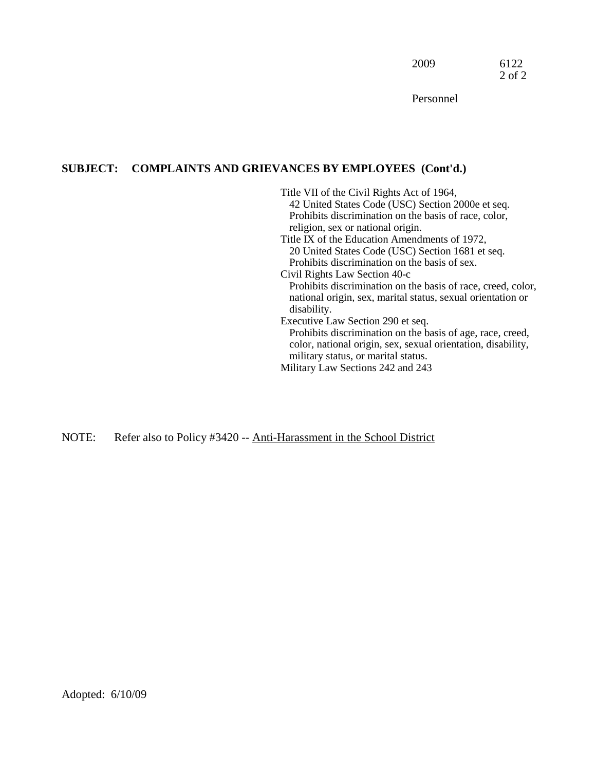## SUBJECT: COMPLAINTS AND GRIEVANCES BY EMPLOYEES (Cont'd.)

Title VII of the Civil Rights Act of 1964,
42 United States Code (USC) Section 2000e et seq.
Prohibits discrimination on the basis of race, color, religion, sex or national origin.

Title IX of the Education Amendments of 1972,
20 United States Code (USC) Section 1681 et seq.
Prohibits discrimination on the basis of sex.

Civil Rights Law Section 40-c
Prohibits discrimination on the basis of race, creed, color, national origin, sex, marital status, sexual orientation or disability.

Executive Law Section 290 et seq.
Prohibits discrimination on the basis of age, race, creed, color, national origin, sex, sexual orientation, disability, military status, or marital status.

Military Law Sections 242 and 243

NOTE: Refer also to Policy #3420 -- Anti-Harassment in the School District

Adopted: 6/10/09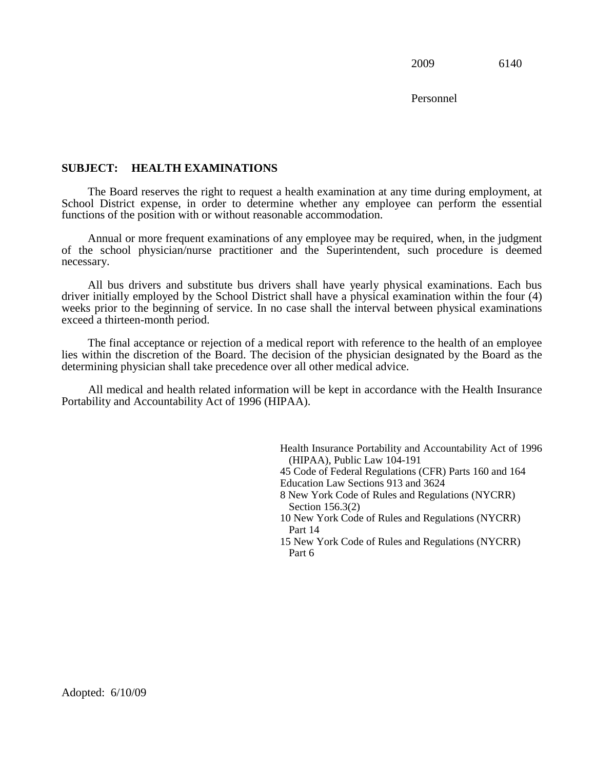2009 6140

Personnel

**SUBJECT: HEALTH EXAMINATIONS**

The Board reserves the right to request a health examination at any time during employment, at School District expense, in order to determine whether any employee can perform the essential functions of the position with or without reasonable accommodation.

Annual or more frequent examinations of any employee may be required, when, in the judgment of the school physician/nurse practitioner and the Superintendent, such procedure is deemed necessary.

All bus drivers and substitute bus drivers shall have yearly physical examinations. Each bus driver initially employed by the School District shall have a physical examination within the four (4) weeks prior to the beginning of service. In no case shall the interval between physical examinations exceed a thirteen-month period.

The final acceptance or rejection of a medical report with reference to the health of an employee lies within the discretion of the Board. The decision of the physician designated by the Board as the determining physician shall take precedence over all other medical advice.

All medical and health related information will be kept in accordance with the Health Insurance Portability and Accountability Act of 1996 (HIPAA).

Health Insurance Portability and Accountability Act of 1996 (HIPAA), Public Law 104-191
45 Code of Federal Regulations (CFR) Parts 160 and 164
Education Law Sections 913 and 3624
8 New York Code of Rules and Regulations (NYCRR) Section 156.3(2)
10 New York Code of Rules and Regulations (NYCRR) Part 14
15 New York Code of Rules and Regulations (NYCRR) Part 6

Adopted: 6/10/09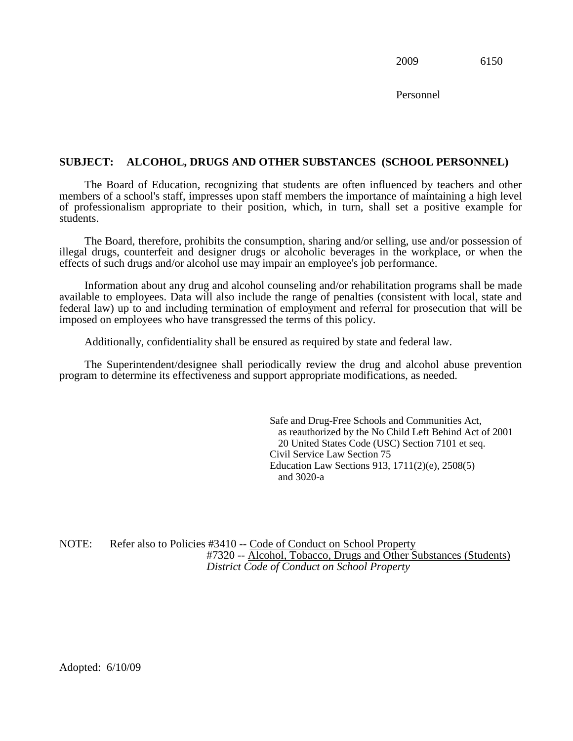2009 6150

Personnel

**SUBJECT: ALCOHOL, DRUGS AND OTHER SUBSTANCES (SCHOOL PERSONNEL)**

The Board of Education, recognizing that students are often influenced by teachers and other members of a school's staff, impresses upon staff members the importance of maintaining a high level of professionalism appropriate to their position, which, in turn, shall set a positive example for students.

The Board, therefore, prohibits the consumption, sharing and/or selling, use and/or possession of illegal drugs, counterfeit and designer drugs or alcoholic beverages in the workplace, or when the effects of such drugs and/or alcohol use may impair an employee's job performance.

Information about any drug and alcohol counseling and/or rehabilitation programs shall be made available to employees. Data will also include the range of penalties (consistent with local, state and federal law) up to and including termination of employment and referral for prosecution that will be imposed on employees who have transgressed the terms of this policy.

Additionally, confidentiality shall be ensured as required by state and federal law.

The Superintendent/designee shall periodically review the drug and alcohol abuse prevention program to determine its effectiveness and support appropriate modifications, as needed.

Safe and Drug-Free Schools and Communities Act,
as reauthorized by the No Child Left Behind Act of 2001
20 United States Code (USC) Section 7101 et seq.
Civil Service Law Section 75
Education Law Sections 913, 1711(2)(e), 2508(5)
and 3020-a

NOTE: Refer also to Policies #3410 -- Code of Conduct on School Property
#7320 -- Alcohol, Tobacco, Drugs and Other Substances (Students)
*District Code of Conduct on School Property*

Adopted: 6/10/09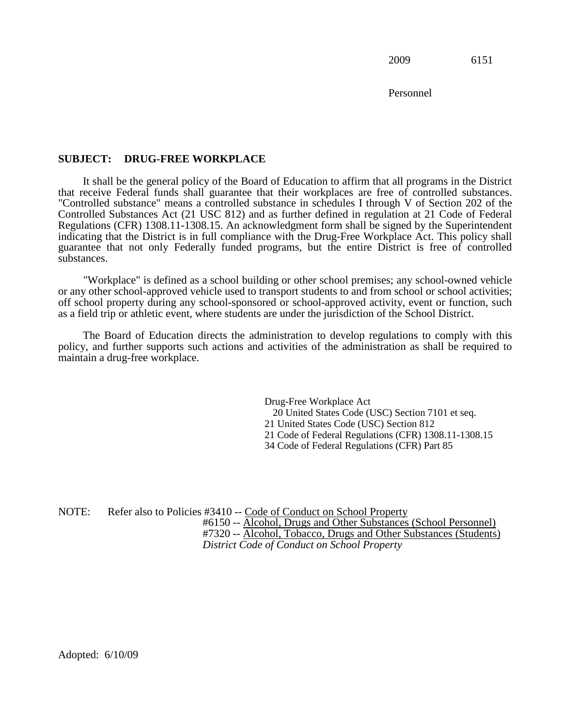2009 6151

Personnel

**SUBJECT: DRUG-FREE WORKPLACE**

It shall be the general policy of the Board of Education to affirm that all programs in the District that receive Federal funds shall guarantee that their workplaces are free of controlled substances. "Controlled substance" means a controlled substance in schedules I through V of Section 202 of the Controlled Substances Act (21 USC 812) and as further defined in regulation at 21 Code of Federal Regulations (CFR) 1308.11-1308.15. An acknowledgment form shall be signed by the Superintendent indicating that the District is in full compliance with the Drug-Free Workplace Act. This policy shall guarantee that not only Federally funded programs, but the entire District is free of controlled substances.

"Workplace" is defined as a school building or other school premises; any school-owned vehicle or any other school-approved vehicle used to transport students to and from school or school activities; off school property during any school-sponsored or school-approved activity, event or function, such as a field trip or athletic event, where students are under the jurisdiction of the School District.

The Board of Education directs the administration to develop regulations to comply with this policy, and further supports such actions and activities of the administration as shall be required to maintain a drug-free workplace.

Drug-Free Workplace Act
20 United States Code (USC) Section 7101 et seq.
21 United States Code (USC) Section 812
21 Code of Federal Regulations (CFR) 1308.11-1308.15
34 Code of Federal Regulations (CFR) Part 85

NOTE: Refer also to Policies #3410 -- Code of Conduct on School Property
#6150 -- Alcohol, Drugs and Other Substances (School Personnel)
#7320 -- Alcohol, Tobacco, Drugs and Other Substances (Students)
*District Code of Conduct on School Property*

Adopted: 6/10/09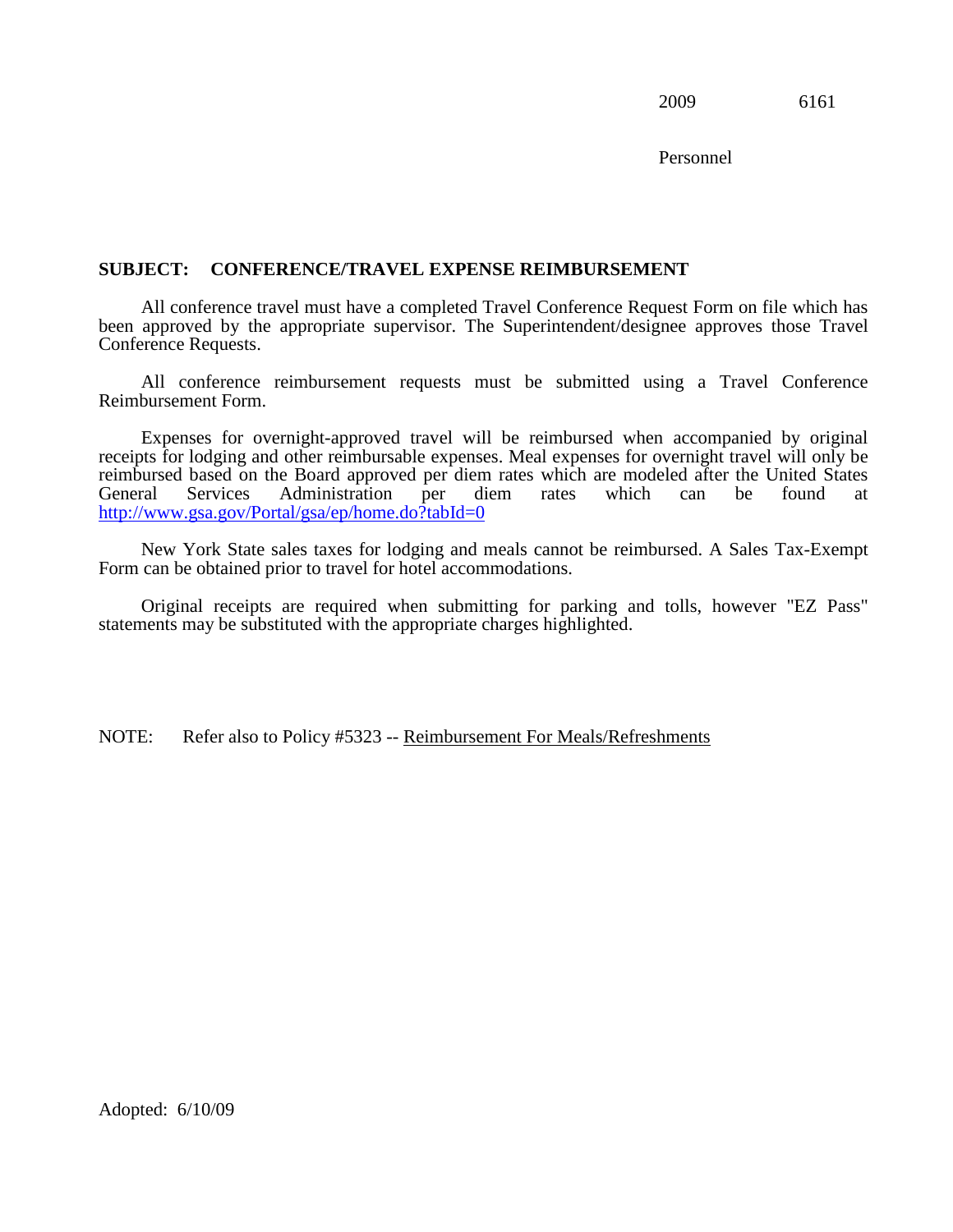2009 6161

Personnel

**SUBJECT: CONFERENCE/TRAVEL EXPENSE REIMBURSEMENT**

All conference travel must have a completed Travel Conference Request Form on file which has been approved by the appropriate supervisor. The Superintendent/designee approves those Travel Conference Requests.

All conference reimbursement requests must be submitted using a Travel Conference Reimbursement Form.

Expenses for overnight-approved travel will be reimbursed when accompanied by original receipts for lodging and other reimbursable expenses. Meal expenses for overnight travel will only be reimbursed based on the Board approved per diem rates which are modeled after the United States General Services Administration per diem rates which can be found at http://www.gsa.gov/Portal/gsa/ep/home.do?tabId=0

New York State sales taxes for lodging and meals cannot be reimbursed. A Sales Tax-Exempt Form can be obtained prior to travel for hotel accommodations.

Original receipts are required when submitting for parking and tolls, however "EZ Pass" statements may be substituted with the appropriate charges highlighted.

NOTE: Refer also to Policy #5323 -- Reimbursement For Meals/Refreshments

Adopted: 6/10/09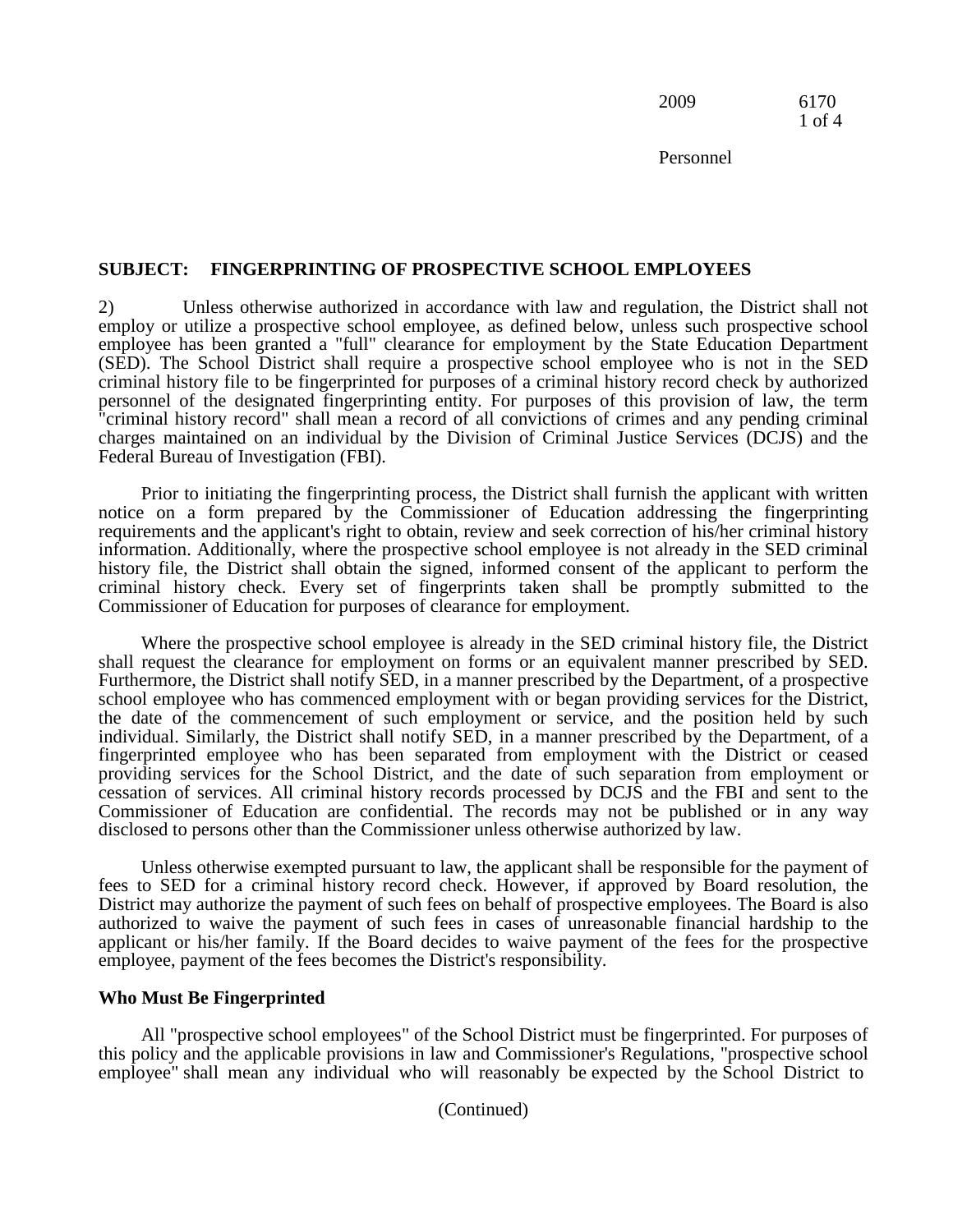**SUBJECT: FINGERPRINTING OF PROSPECTIVE SCHOOL EMPLOYEES**

2) Unless otherwise authorized in accordance with law and regulation, the District shall not employ or utilize a prospective school employee, as defined below, unless such prospective school employee has been granted a "full" clearance for employment by the State Education Department (SED). The School District shall require a prospective school employee who is not in the SED criminal history file to be fingerprinted for purposes of a criminal history record check by authorized personnel of the designated fingerprinting entity. For purposes of this provision of law, the term "criminal history record" shall mean a record of all convictions of crimes and any pending criminal charges maintained on an individual by the Division of Criminal Justice Services (DCJS) and the Federal Bureau of Investigation (FBI).

Prior to initiating the fingerprinting process, the District shall furnish the applicant with written notice on a form prepared by the Commissioner of Education addressing the fingerprinting requirements and the applicant's right to obtain, review and seek correction of his/her criminal history information. Additionally, where the prospective school employee is not already in the SED criminal history file, the District shall obtain the signed, informed consent of the applicant to perform the criminal history check. Every set of fingerprints taken shall be promptly submitted to the Commissioner of Education for purposes of clearance for employment.

Where the prospective school employee is already in the SED criminal history file, the District shall request the clearance for employment on forms or an equivalent manner prescribed by SED. Furthermore, the District shall notify SED, in a manner prescribed by the Department, of a prospective school employee who has commenced employment with or began providing services for the District, the date of the commencement of such employment or service, and the position held by such individual. Similarly, the District shall notify SED, in a manner prescribed by the Department, of a fingerprinted employee who has been separated from employment with the District or ceased providing services for the School District, and the date of such separation from employment or cessation of services. All criminal history records processed by DCJS and the FBI and sent to the Commissioner of Education are confidential. The records may not be published or in any way disclosed to persons other than the Commissioner unless otherwise authorized by law.

Unless otherwise exempted pursuant to law, the applicant shall be responsible for the payment of fees to SED for a criminal history record check. However, if approved by Board resolution, the District may authorize the payment of such fees on behalf of prospective employees. The Board is also authorized to waive the payment of such fees in cases of unreasonable financial hardship to the applicant or his/her family. If the Board decides to waive payment of the fees for the prospective employee, payment of the fees becomes the District's responsibility.

**Who Must Be Fingerprinted**

All "prospective school employees" of the School District must be fingerprinted. For purposes of this policy and the applicable provisions in law and Commissioner's Regulations, "prospective school employee" shall mean any individual who will reasonably be expected by the School District to

(Continued)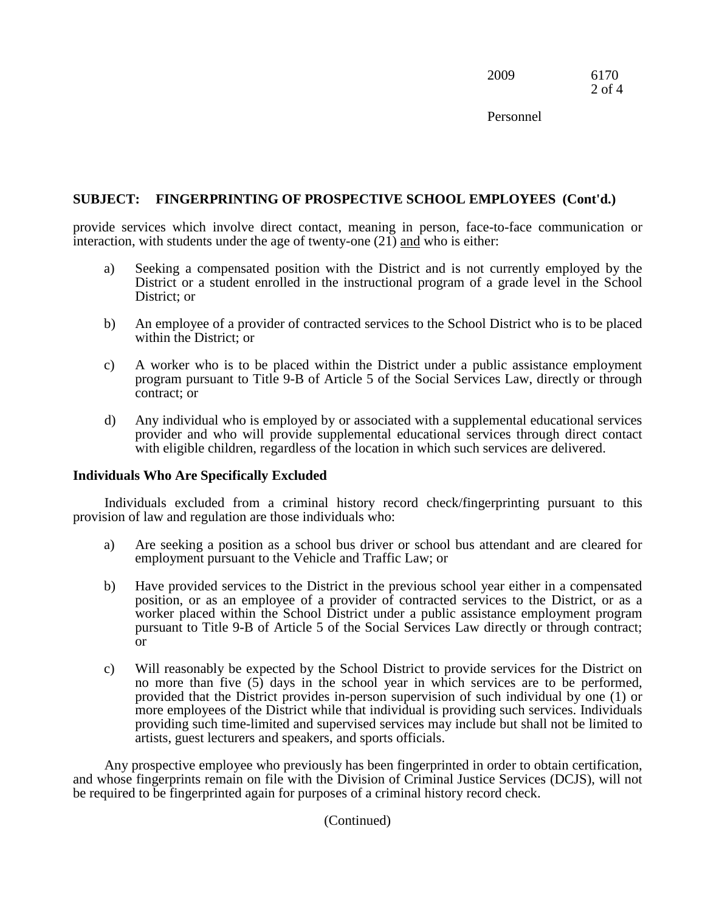**SUBJECT: FINGERPRINTING OF PROSPECTIVE SCHOOL EMPLOYEES (Cont'd.)**

provide services which involve direct contact, meaning in person, face-to-face communication or interaction, with students under the age of twenty-one (21) and who is either:

a) Seeking a compensated position with the District and is not currently employed by the District or a student enrolled in the instructional program of a grade level in the School District; or

b) An employee of a provider of contracted services to the School District who is to be placed within the District; or

c) A worker who is to be placed within the District under a public assistance employment program pursuant to Title 9-B of Article 5 of the Social Services Law, directly or through contract; or

d) Any individual who is employed by or associated with a supplemental educational services provider and who will provide supplemental educational services through direct contact with eligible children, regardless of the location in which such services are delivered.

**Individuals Who Are Specifically Excluded**

Individuals excluded from a criminal history record check/fingerprinting pursuant to this provision of law and regulation are those individuals who:

a) Are seeking a position as a school bus driver or school bus attendant and are cleared for employment pursuant to the Vehicle and Traffic Law; or

b) Have provided services to the District in the previous school year either in a compensated position, or as an employee of a provider of contracted services to the District, or as a worker placed within the School District under a public assistance employment program pursuant to Title 9-B of Article 5 of the Social Services Law directly or through contract; or

c) Will reasonably be expected by the School District to provide services for the District on no more than five (5) days in the school year in which services are to be performed, provided that the District provides in-person supervision of such individual by one (1) or more employees of the District while that individual is providing such services. Individuals providing such time-limited and supervised services may include but shall not be limited to artists, guest lecturers and speakers, and sports officials.

Any prospective employee who previously has been fingerprinted in order to obtain certification, and whose fingerprints remain on file with the Division of Criminal Justice Services (DCJS), will not be required to be fingerprinted again for purposes of a criminal history record check.

(Continued)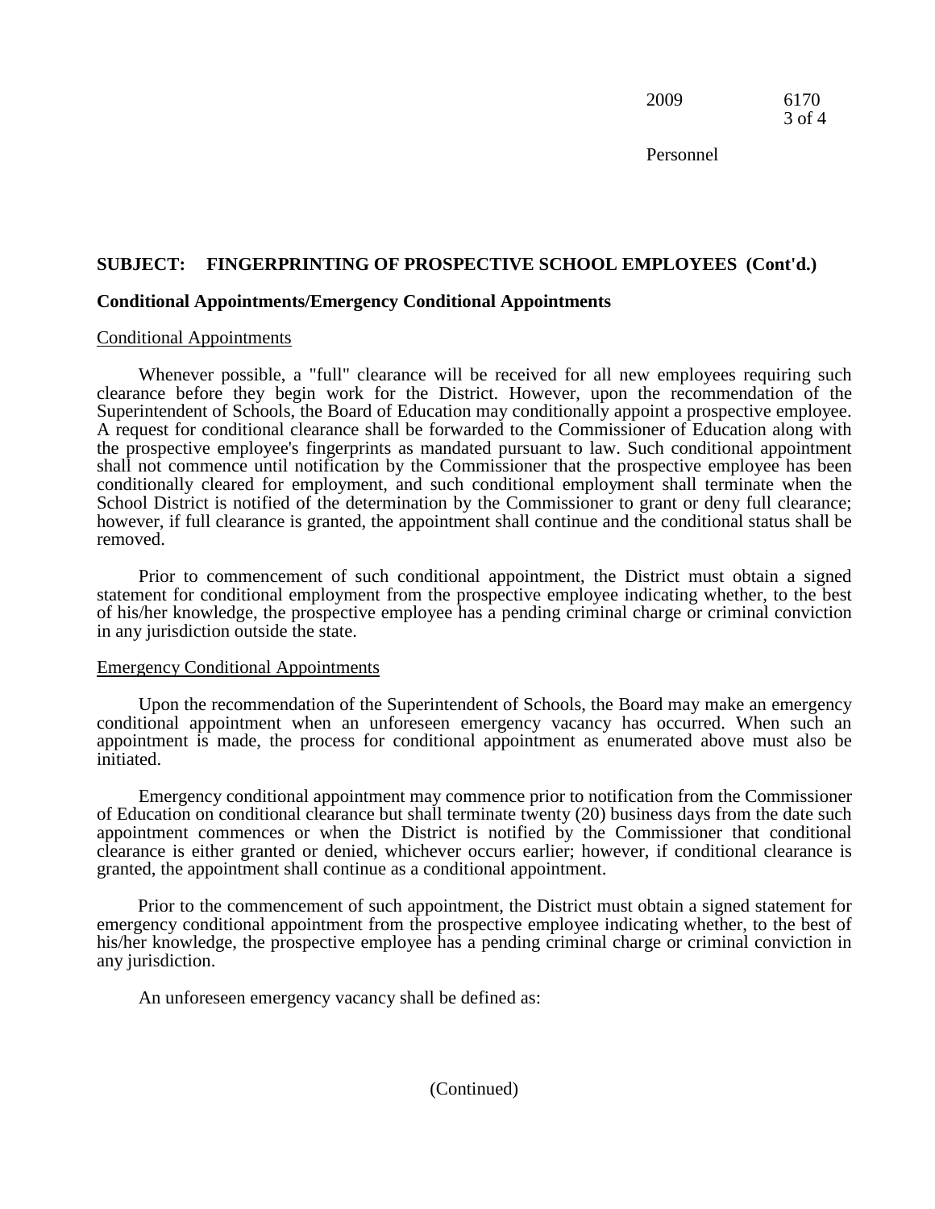## SUBJECT: FINGERPRINTING OF PROSPECTIVE SCHOOL EMPLOYEES (Cont'd.)

### Conditional Appointments/Emergency Conditional Appointments

Conditional Appointments

Whenever possible, a "full" clearance will be received for all new employees requiring such clearance before they begin work for the District. However, upon the recommendation of the Superintendent of Schools, the Board of Education may conditionally appoint a prospective employee. A request for conditional clearance shall be forwarded to the Commissioner of Education along with the prospective employee's fingerprints as mandated pursuant to law. Such conditional appointment shall not commence until notification by the Commissioner that the prospective employee has been conditionally cleared for employment, and such conditional employment shall terminate when the School District is notified of the determination by the Commissioner to grant or deny full clearance; however, if full clearance is granted, the appointment shall continue and the conditional status shall be removed.

Prior to commencement of such conditional appointment, the District must obtain a signed statement for conditional employment from the prospective employee indicating whether, to the best of his/her knowledge, the prospective employee has a pending criminal charge or criminal conviction in any jurisdiction outside the state.

Emergency Conditional Appointments

Upon the recommendation of the Superintendent of Schools, the Board may make an emergency conditional appointment when an unforeseen emergency vacancy has occurred. When such an appointment is made, the process for conditional appointment as enumerated above must also be initiated.

Emergency conditional appointment may commence prior to notification from the Commissioner of Education on conditional clearance but shall terminate twenty (20) business days from the date such appointment commences or when the District is notified by the Commissioner that conditional clearance is either granted or denied, whichever occurs earlier; however, if conditional clearance is granted, the appointment shall continue as a conditional appointment.

Prior to the commencement of such appointment, the District must obtain a signed statement for emergency conditional appointment from the prospective employee indicating whether, to the best of his/her knowledge, the prospective employee has a pending criminal charge or criminal conviction in any jurisdiction.

An unforeseen emergency vacancy shall be defined as:

(Continued)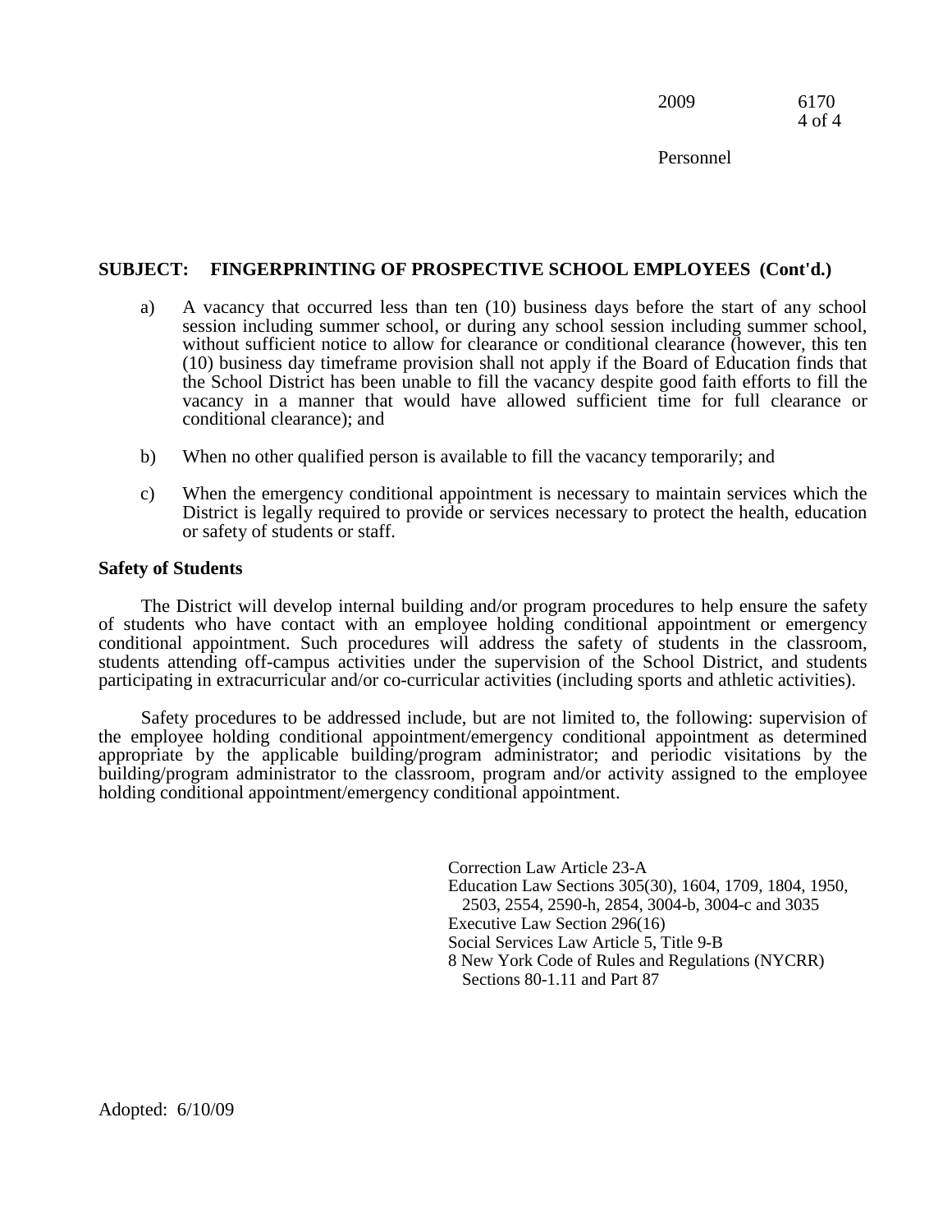**SUBJECT: FINGERPRINTING OF PROSPECTIVE SCHOOL EMPLOYEES (Cont'd.)**

a) A vacancy that occurred less than ten (10) business days before the start of any school session including summer school, or during any school session including summer school, without sufficient notice to allow for clearance or conditional clearance (however, this ten (10) business day timeframe provision shall not apply if the Board of Education finds that the School District has been unable to fill the vacancy despite good faith efforts to fill the vacancy in a manner that would have allowed sufficient time for full clearance or conditional clearance); and

b) When no other qualified person is available to fill the vacancy temporarily; and

c) When the emergency conditional appointment is necessary to maintain services which the District is legally required to provide or services necessary to protect the health, education or safety of students or staff.

**Safety of Students**

The District will develop internal building and/or program procedures to help ensure the safety of students who have contact with an employee holding conditional appointment or emergency conditional appointment. Such procedures will address the safety of students in the classroom, students attending off-campus activities under the supervision of the School District, and students participating in extracurricular and/or co-curricular activities (including sports and athletic activities).

Safety procedures to be addressed include, but are not limited to, the following: supervision of the employee holding conditional appointment/emergency conditional appointment as determined appropriate by the applicable building/program administrator; and periodic visitations by the building/program administrator to the classroom, program and/or activity assigned to the employee holding conditional appointment/emergency conditional appointment.

Correction Law Article 23-A
Education Law Sections 305(30), 1604, 1709, 1804, 1950, 2503, 2554, 2590-h, 2854, 3004-b, 3004-c and 3035
Executive Law Section 296(16)
Social Services Law Article 5, Title 9-B
8 New York Code of Rules and Regulations (NYCRR) Sections 80-1.11 and Part 87

Adopted: 6/10/09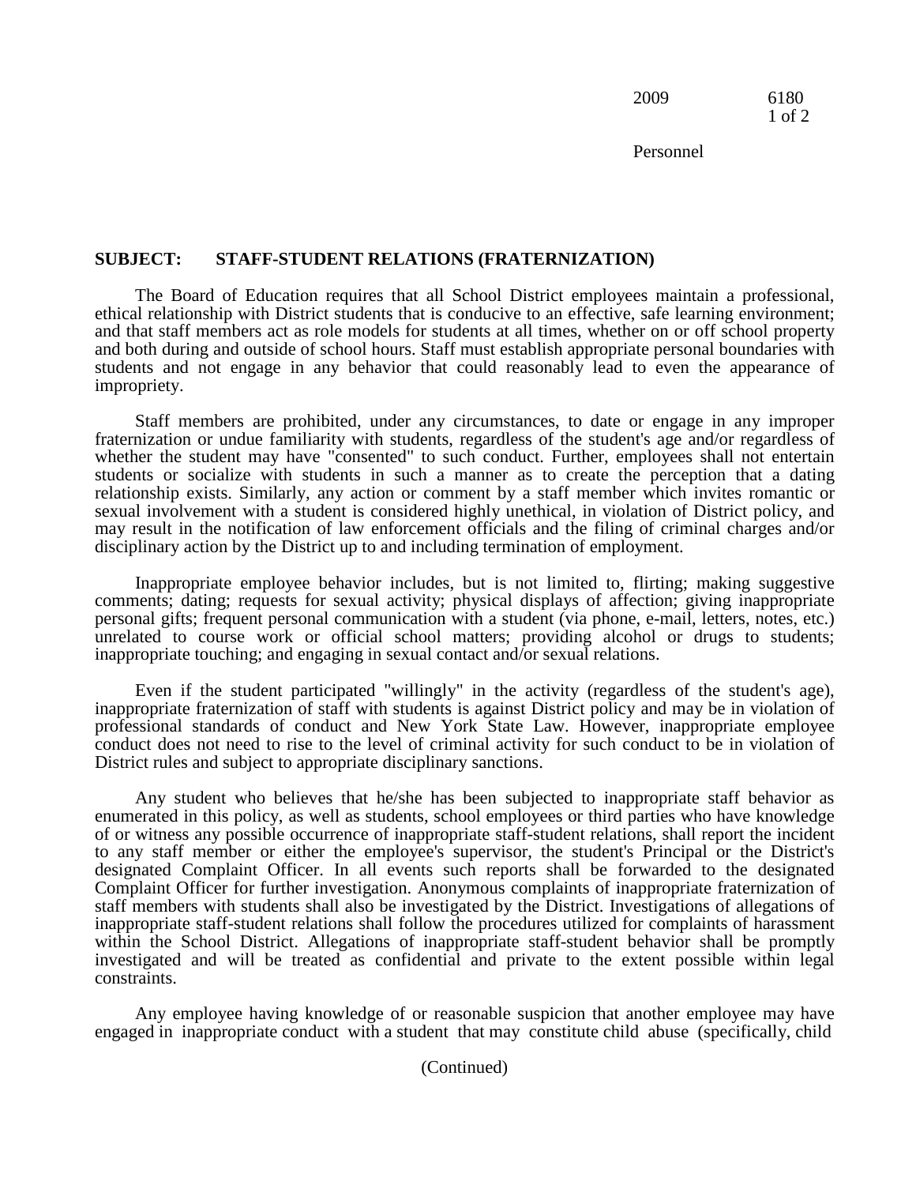## SUBJECT: STAFF-STUDENT RELATIONS (FRATERNIZATION)

The Board of Education requires that all School District employees maintain a professional, ethical relationship with District students that is conducive to an effective, safe learning environment; and that staff members act as role models for students at all times, whether on or off school property and both during and outside of school hours. Staff must establish appropriate personal boundaries with students and not engage in any behavior that could reasonably lead to even the appearance of impropriety.

Staff members are prohibited, under any circumstances, to date or engage in any improper fraternization or undue familiarity with students, regardless of the student's age and/or regardless of whether the student may have "consented" to such conduct. Further, employees shall not entertain students or socialize with students in such a manner as to create the perception that a dating relationship exists. Similarly, any action or comment by a staff member which invites romantic or sexual involvement with a student is considered highly unethical, in violation of District policy, and may result in the notification of law enforcement officials and the filing of criminal charges and/or disciplinary action by the District up to and including termination of employment.

Inappropriate employee behavior includes, but is not limited to, flirting; making suggestive comments; dating; requests for sexual activity; physical displays of affection; giving inappropriate personal gifts; frequent personal communication with a student (via phone, e-mail, letters, notes, etc.) unrelated to course work or official school matters; providing alcohol or drugs to students; inappropriate touching; and engaging in sexual contact and/or sexual relations.

Even if the student participated "willingly" in the activity (regardless of the student's age), inappropriate fraternization of staff with students is against District policy and may be in violation of professional standards of conduct and New York State Law. However, inappropriate employee conduct does not need to rise to the level of criminal activity for such conduct to be in violation of District rules and subject to appropriate disciplinary sanctions.

Any student who believes that he/she has been subjected to inappropriate staff behavior as enumerated in this policy, as well as students, school employees or third parties who have knowledge of or witness any possible occurrence of inappropriate staff-student relations, shall report the incident to any staff member or either the employee's supervisor, the student's Principal or the District's designated Complaint Officer. In all events such reports shall be forwarded to the designated Complaint Officer for further investigation. Anonymous complaints of inappropriate fraternization of staff members with students shall also be investigated by the District. Investigations of allegations of inappropriate staff-student relations shall follow the procedures utilized for complaints of harassment within the School District. Allegations of inappropriate staff-student behavior shall be promptly investigated and will be treated as confidential and private to the extent possible within legal constraints.

Any employee having knowledge of or reasonable suspicion that another employee may have engaged in inappropriate conduct with a student that may constitute child abuse (specifically, child

(Continued)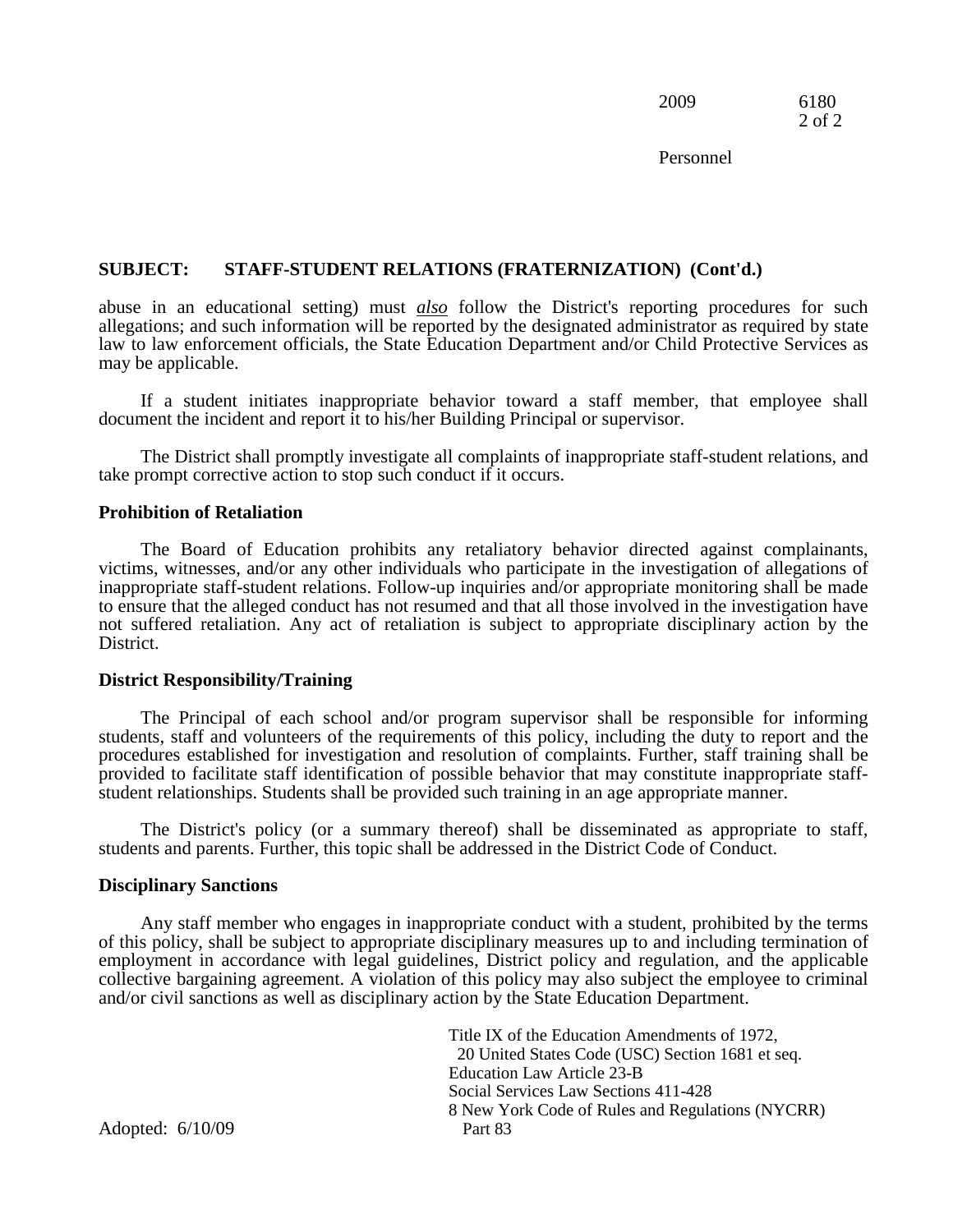**SUBJECT: STAFF-STUDENT RELATIONS (FRATERNIZATION) (Cont'd.)**

abuse in an educational setting) must *also* follow the District's reporting procedures for such allegations; and such information will be reported by the designated administrator as required by state law to law enforcement officials, the State Education Department and/or Child Protective Services as may be applicable.

If a student initiates inappropriate behavior toward a staff member, that employee shall document the incident and report it to his/her Building Principal or supervisor.

The District shall promptly investigate all complaints of inappropriate staff-student relations, and take prompt corrective action to stop such conduct if it occurs.

### Prohibition of Retaliation

The Board of Education prohibits any retaliatory behavior directed against complainants, victims, witnesses, and/or any other individuals who participate in the investigation of allegations of inappropriate staff-student relations. Follow-up inquiries and/or appropriate monitoring shall be made to ensure that the alleged conduct has not resumed and that all those involved in the investigation have not suffered retaliation. Any act of retaliation is subject to appropriate disciplinary action by the District.

### District Responsibility/Training

The Principal of each school and/or program supervisor shall be responsible for informing students, staff and volunteers of the requirements of this policy, including the duty to report and the procedures established for investigation and resolution of complaints. Further, staff training shall be provided to facilitate staff identification of possible behavior that may constitute inappropriate staff-student relationships. Students shall be provided such training in an age appropriate manner.

The District's policy (or a summary thereof) shall be disseminated as appropriate to staff, students and parents. Further, this topic shall be addressed in the District Code of Conduct.

### Disciplinary Sanctions

Any staff member who engages in inappropriate conduct with a student, prohibited by the terms of this policy, shall be subject to appropriate disciplinary measures up to and including termination of employment in accordance with legal guidelines, District policy and regulation, and the applicable collective bargaining agreement. A violation of this policy may also subject the employee to criminal and/or civil sanctions as well as disciplinary action by the State Education Department.

Title IX of the Education Amendments of 1972,
20 United States Code (USC) Section 1681 et seq.
Education Law Article 23-B
Social Services Law Sections 411-428
8 New York Code of Rules and Regulations (NYCRR) Part 83

Adopted: 6/10/09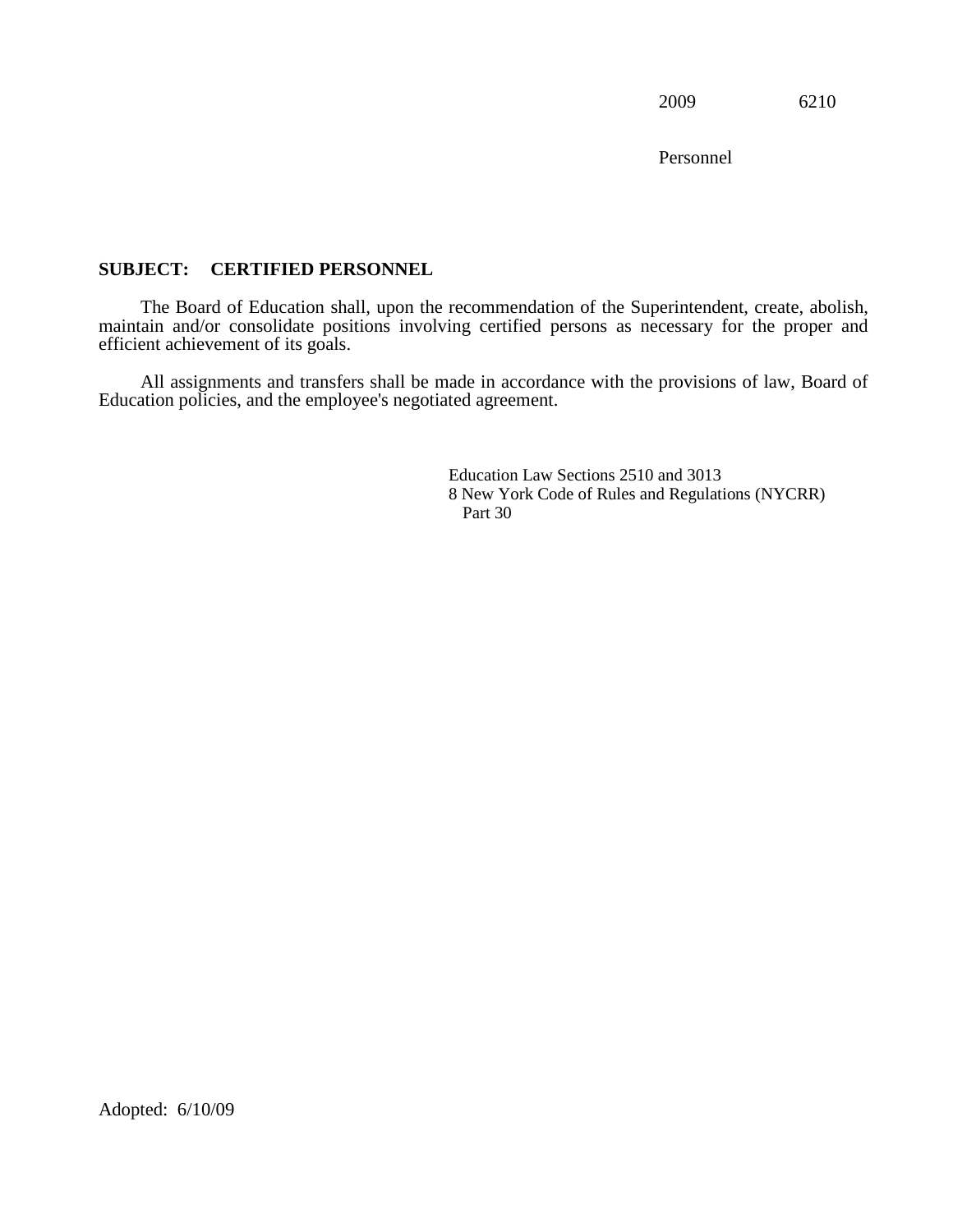2009 6210

Personnel

**SUBJECT: CERTIFIED PERSONNEL**

The Board of Education shall, upon the recommendation of the Superintendent, create, abolish, maintain and/or consolidate positions involving certified persons as necessary for the proper and efficient achievement of its goals.

All assignments and transfers shall be made in accordance with the provisions of law, Board of Education policies, and the employee's negotiated agreement.

Education Law Sections 2510 and 3013
8 New York Code of Rules and Regulations (NYCRR) Part 30

Adopted: 6/10/09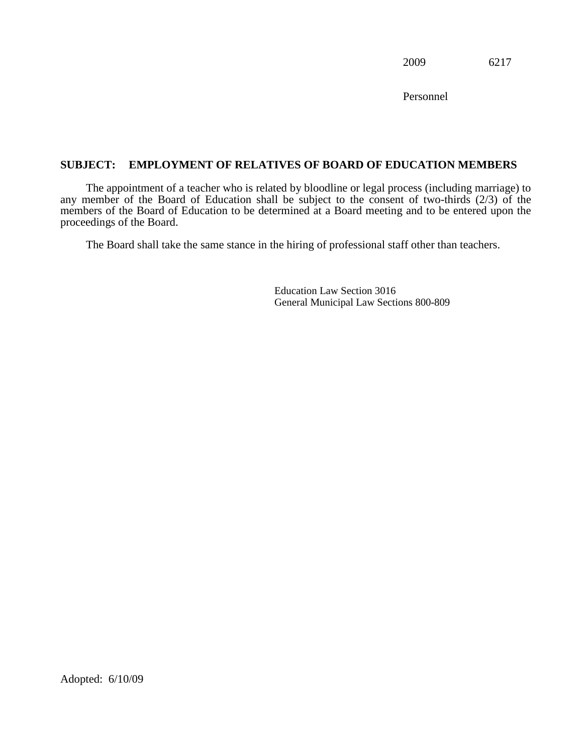## SUBJECT: EMPLOYMENT OF RELATIVES OF BOARD OF EDUCATION MEMBERS

The appointment of a teacher who is related by bloodline or legal process (including marriage) to any member of the Board of Education shall be subject to the consent of two-thirds (2/3) of the members of the Board of Education to be determined at a Board meeting and to be entered upon the proceedings of the Board.

The Board shall take the same stance in the hiring of professional staff other than teachers.

Education Law Section 3016
General Municipal Law Sections 800-809

Adopted: 6/10/09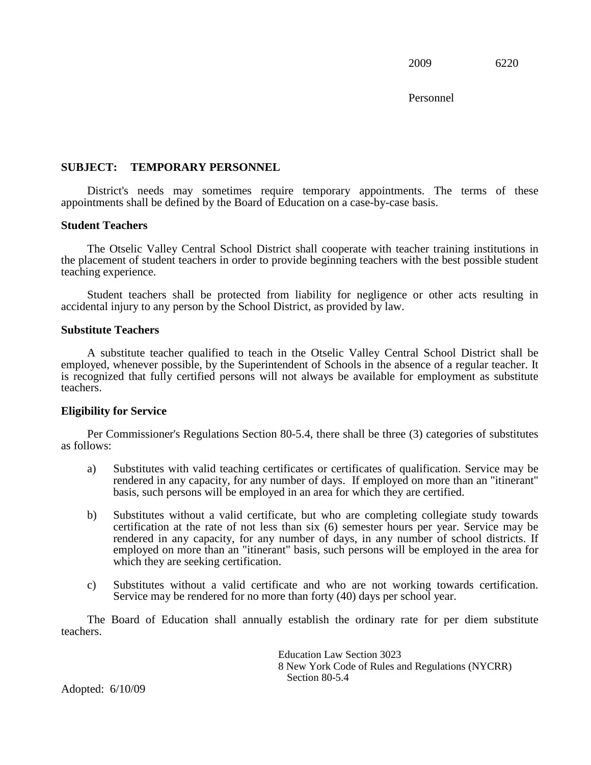## SUBJECT: TEMPORARY PERSONNEL

District's needs may sometimes require temporary appointments. The terms of these appointments shall be defined by the Board of Education on a case-by-case basis.

### Student Teachers

The Otselic Valley Central School District shall cooperate with teacher training institutions in the placement of student teachers in order to provide beginning teachers with the best possible student teaching experience.

Student teachers shall be protected from liability for negligence or other acts resulting in accidental injury to any person by the School District, as provided by law.

### Substitute Teachers

A substitute teacher qualified to teach in the Otselic Valley Central School District shall be employed, whenever possible, by the Superintendent of Schools in the absence of a regular teacher. It is recognized that fully certified persons will not always be available for employment as substitute teachers.

### Eligibility for Service

Per Commissioner's Regulations Section 80-5.4, there shall be three (3) categories of substitutes as follows:

a) Substitutes with valid teaching certificates or certificates of qualification. Service may be rendered in any capacity, for any number of days. If employed on more than an "itinerant" basis, such persons will be employed in an area for which they are certified.

b) Substitutes without a valid certificate, but who are completing collegiate study towards certification at the rate of not less than six (6) semester hours per year. Service may be rendered in any capacity, for any number of days, in any number of school districts. If employed on more than an "itinerant" basis, such persons will be employed in the area for which they are seeking certification.

c) Substitutes without a valid certificate and who are not working towards certification. Service may be rendered for no more than forty (40) days per school year.

The Board of Education shall annually establish the ordinary rate for per diem substitute teachers.

Education Law Section 3023
8 New York Code of Rules and Regulations (NYCRR) Section 80-5.4

Adopted: 6/10/09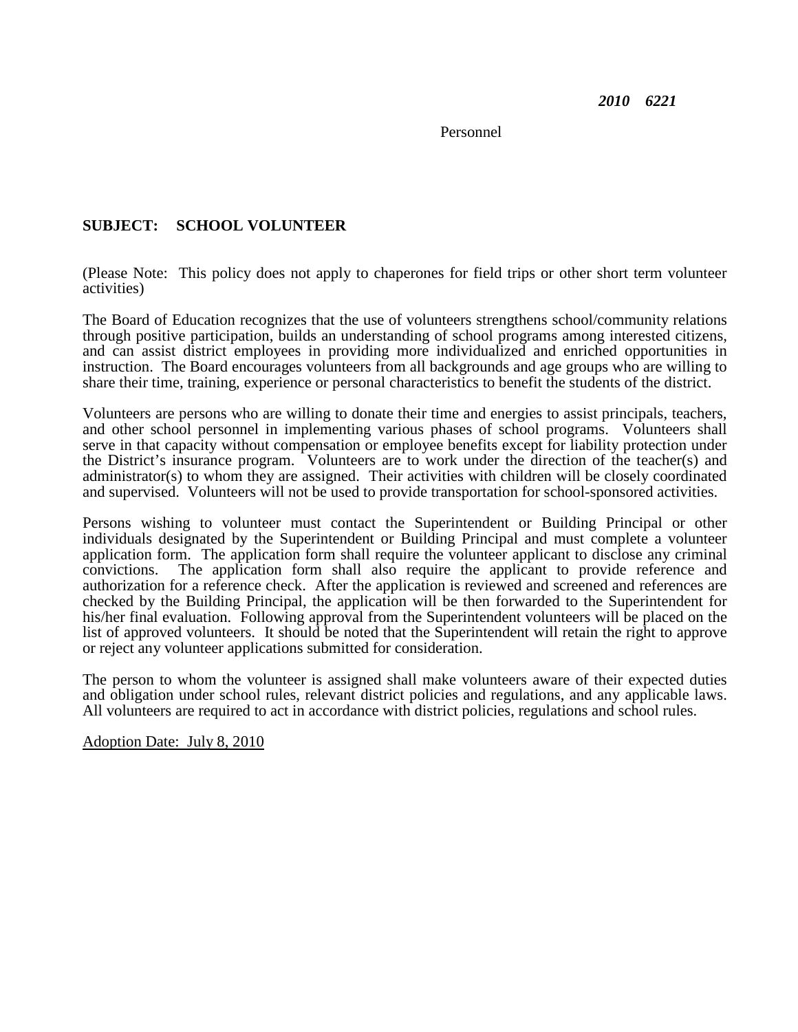**SUBJECT: SCHOOL VOLUNTEER**

(Please Note: This policy does not apply to chaperones for field trips or other short term volunteer activities)

The Board of Education recognizes that the use of volunteers strengthens school/community relations through positive participation, builds an understanding of school programs among interested citizens, and can assist district employees in providing more individualized and enriched opportunities in instruction. The Board encourages volunteers from all backgrounds and age groups who are willing to share their time, training, experience or personal characteristics to benefit the students of the district.

Volunteers are persons who are willing to donate their time and energies to assist principals, teachers, and other school personnel in implementing various phases of school programs. Volunteers shall serve in that capacity without compensation or employee benefits except for liability protection under the District's insurance program. Volunteers are to work under the direction of the teacher(s) and administrator(s) to whom they are assigned. Their activities with children will be closely coordinated and supervised. Volunteers will not be used to provide transportation for school-sponsored activities.

Persons wishing to volunteer must contact the Superintendent or Building Principal or other individuals designated by the Superintendent or Building Principal and must complete a volunteer application form. The application form shall require the volunteer applicant to disclose any criminal convictions. The application form shall also require the applicant to provide reference and authorization for a reference check. After the application is reviewed and screened and references are checked by the Building Principal, the application will be then forwarded to the Superintendent for his/her final evaluation. Following approval from the Superintendent volunteers will be placed on the list of approved volunteers. It should be noted that the Superintendent will retain the right to approve or reject any volunteer applications submitted for consideration.

The person to whom the volunteer is assigned shall make volunteers aware of their expected duties and obligation under school rules, relevant district policies and regulations, and any applicable laws. All volunteers are required to act in accordance with district policies, regulations and school rules.

Adoption Date: July 8, 2010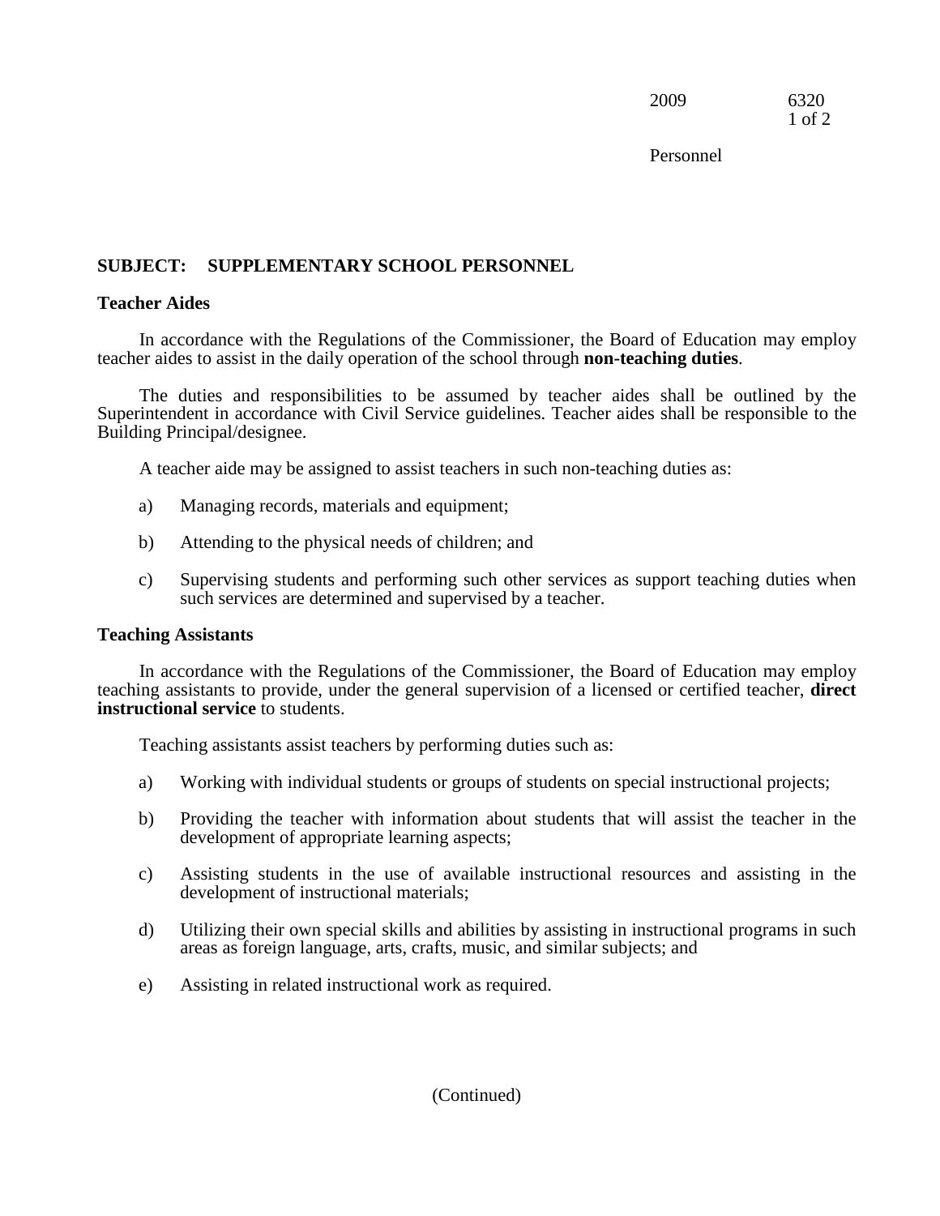**SUBJECT: SUPPLEMENTARY SCHOOL PERSONNEL**

**Teacher Aides**

In accordance with the Regulations of the Commissioner, the Board of Education may employ teacher aides to assist in the daily operation of the school through **non-teaching duties**.

The duties and responsibilities to be assumed by teacher aides shall be outlined by the Superintendent in accordance with Civil Service guidelines. Teacher aides shall be responsible to the Building Principal/designee.

A teacher aide may be assigned to assist teachers in such non-teaching duties as:

a) Managing records, materials and equipment;

b) Attending to the physical needs of children; and

c) Supervising students and performing such other services as support teaching duties when such services are determined and supervised by a teacher.

**Teaching Assistants**

In accordance with the Regulations of the Commissioner, the Board of Education may employ teaching assistants to provide, under the general supervision of a licensed or certified teacher, **direct instructional service** to students.

Teaching assistants assist teachers by performing duties such as:

a) Working with individual students or groups of students on special instructional projects;

b) Providing the teacher with information about students that will assist the teacher in the development of appropriate learning aspects;

c) Assisting students in the use of available instructional resources and assisting in the development of instructional materials;

d) Utilizing their own special skills and abilities by assisting in instructional programs in such areas as foreign language, arts, crafts, music, and similar subjects; and

e) Assisting in related instructional work as required.

(Continued)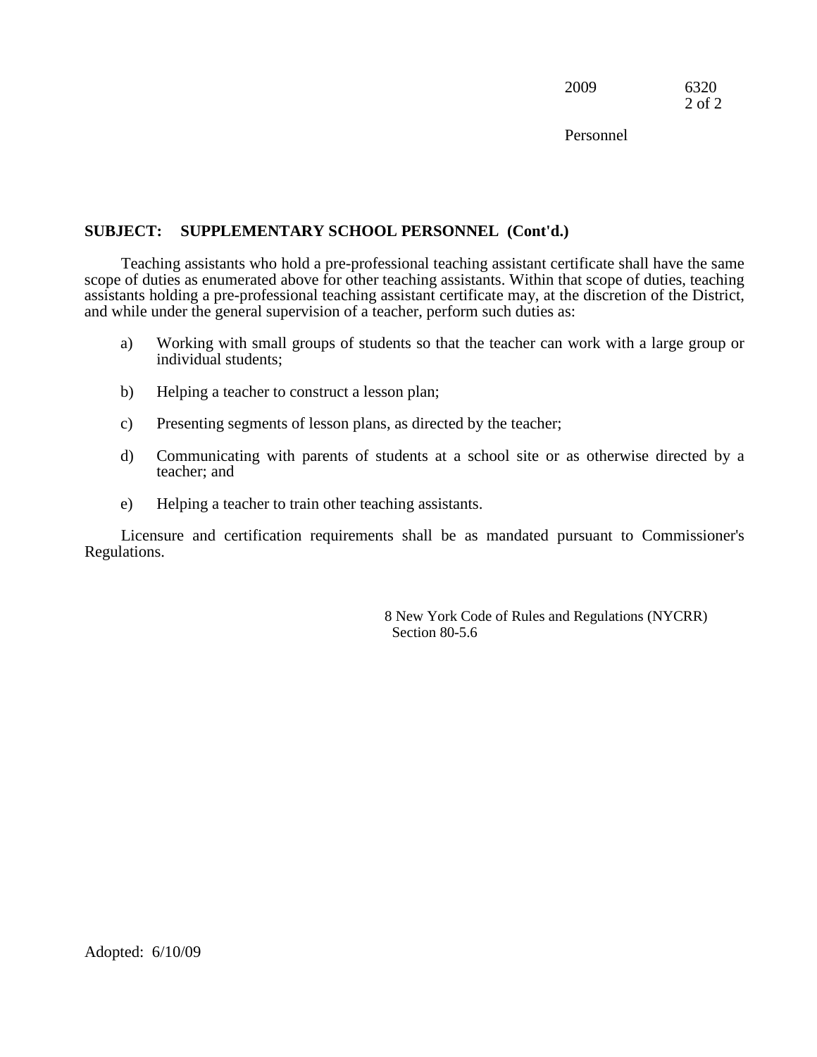## SUBJECT: SUPPLEMENTARY SCHOOL PERSONNEL (Cont'd.)

Teaching assistants who hold a pre-professional teaching assistant certificate shall have the same scope of duties as enumerated above for other teaching assistants. Within that scope of duties, teaching assistants holding a pre-professional teaching assistant certificate may, at the discretion of the District, and while under the general supervision of a teacher, perform such duties as:

a) Working with small groups of students so that the teacher can work with a large group or individual students;

b) Helping a teacher to construct a lesson plan;

c) Presenting segments of lesson plans, as directed by the teacher;

d) Communicating with parents of students at a school site or as otherwise directed by a teacher; and

e) Helping a teacher to train other teaching assistants.

Licensure and certification requirements shall be as mandated pursuant to Commissioner's Regulations.

8 New York Code of Rules and Regulations (NYCRR)
Section 80-5.6

Adopted: 6/10/09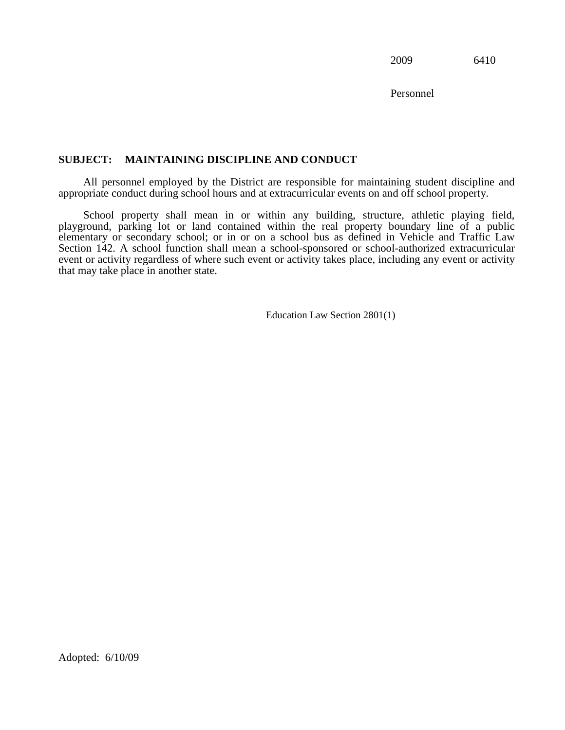2009 6410

Personnel

**SUBJECT: MAINTAINING DISCIPLINE AND CONDUCT**

All personnel employed by the District are responsible for maintaining student discipline and appropriate conduct during school hours and at extracurricular events on and off school property.

School property shall mean in or within any building, structure, athletic playing field, playground, parking lot or land contained within the real property boundary line of a public elementary or secondary school; or in or on a school bus as defined in Vehicle and Traffic Law Section 142. A school function shall mean a school-sponsored or school-authorized extracurricular event or activity regardless of where such event or activity takes place, including any event or activity that may take place in another state.

Education Law Section 2801(1)

Adopted: 6/10/09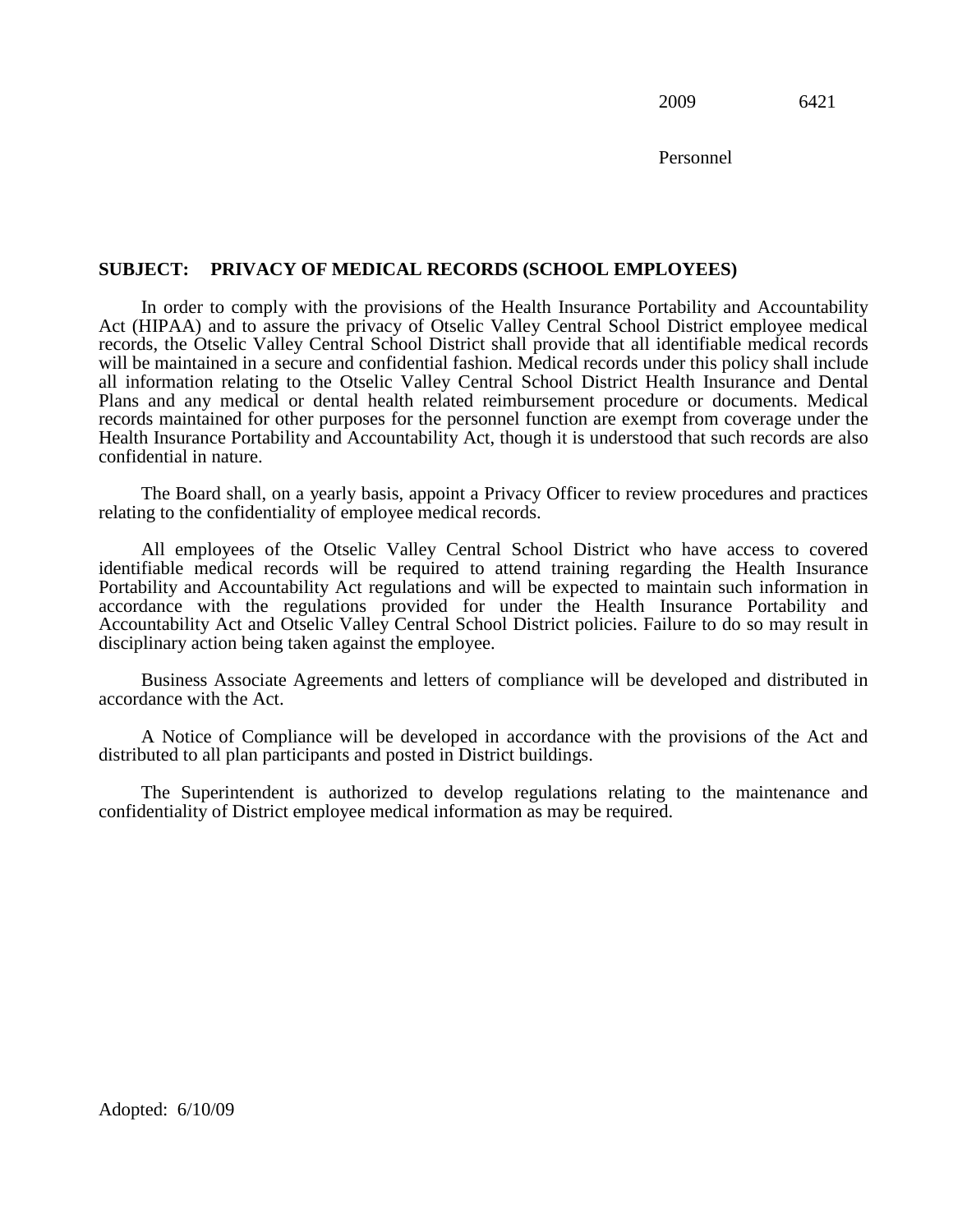2009 6421

Personnel

**SUBJECT: PRIVACY OF MEDICAL RECORDS (SCHOOL EMPLOYEES)**

In order to comply with the provisions of the Health Insurance Portability and Accountability Act (HIPAA) and to assure the privacy of Otselic Valley Central School District employee medical records, the Otselic Valley Central School District shall provide that all identifiable medical records will be maintained in a secure and confidential fashion. Medical records under this policy shall include all information relating to the Otselic Valley Central School District Health Insurance and Dental Plans and any medical or dental health related reimbursement procedure or documents. Medical records maintained for other purposes for the personnel function are exempt from coverage under the Health Insurance Portability and Accountability Act, though it is understood that such records are also confidential in nature.

The Board shall, on a yearly basis, appoint a Privacy Officer to review procedures and practices relating to the confidentiality of employee medical records.

All employees of the Otselic Valley Central School District who have access to covered identifiable medical records will be required to attend training regarding the Health Insurance Portability and Accountability Act regulations and will be expected to maintain such information in accordance with the regulations provided for under the Health Insurance Portability and Accountability Act and Otselic Valley Central School District policies. Failure to do so may result in disciplinary action being taken against the employee.

Business Associate Agreements and letters of compliance will be developed and distributed in accordance with the Act.

A Notice of Compliance will be developed in accordance with the provisions of the Act and distributed to all plan participants and posted in District buildings.

The Superintendent is authorized to develop regulations relating to the maintenance and confidentiality of District employee medical information as may be required.

Adopted: 6/10/09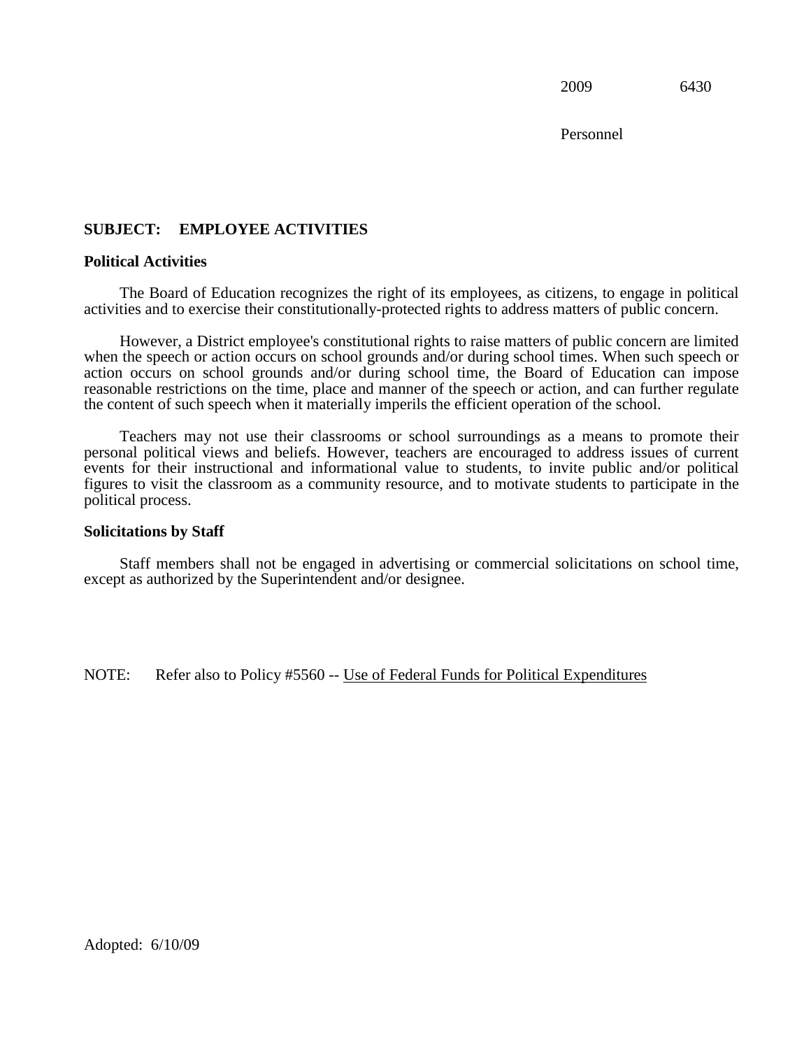2009 6430

Personnel

**SUBJECT: EMPLOYEE ACTIVITIES**

**Political Activities**

The Board of Education recognizes the right of its employees, as citizens, to engage in political activities and to exercise their constitutionally-protected rights to address matters of public concern.

However, a District employee's constitutional rights to raise matters of public concern are limited when the speech or action occurs on school grounds and/or during school times. When such speech or action occurs on school grounds and/or during school time, the Board of Education can impose reasonable restrictions on the time, place and manner of the speech or action, and can further regulate the content of such speech when it materially imperils the efficient operation of the school.

Teachers may not use their classrooms or school surroundings as a means to promote their personal political views and beliefs. However, teachers are encouraged to address issues of current events for their instructional and informational value to students, to invite public and/or political figures to visit the classroom as a community resource, and to motivate students to participate in the political process.

**Solicitations by Staff**

Staff members shall not be engaged in advertising or commercial solicitations on school time, except as authorized by the Superintendent and/or designee.

NOTE: Refer also to Policy #5560 -- Use of Federal Funds for Political Expenditures

Adopted: 6/10/09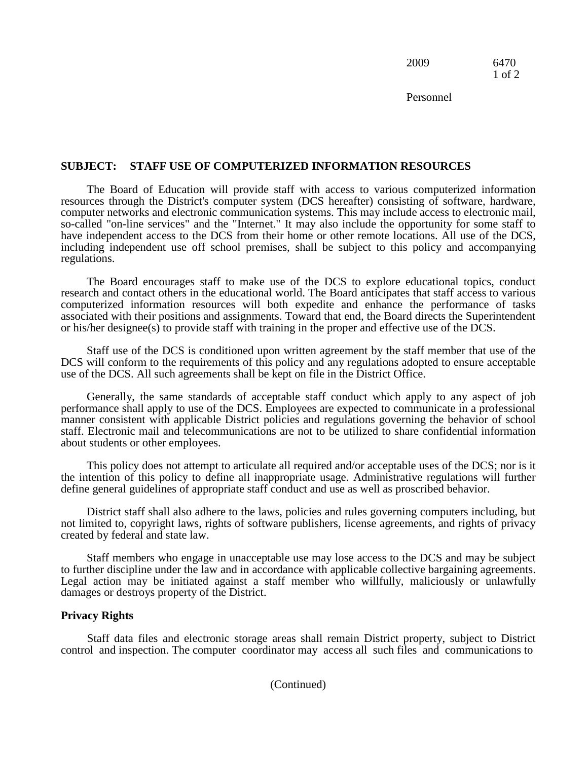## SUBJECT: STAFF USE OF COMPUTERIZED INFORMATION RESOURCES

The Board of Education will provide staff with access to various computerized information resources through the District's computer system (DCS hereafter) consisting of software, hardware, computer networks and electronic communication systems. This may include access to electronic mail, so-called "on-line services" and the "Internet." It may also include the opportunity for some staff to have independent access to the DCS from their home or other remote locations. All use of the DCS, including independent use off school premises, shall be subject to this policy and accompanying regulations.

The Board encourages staff to make use of the DCS to explore educational topics, conduct research and contact others in the educational world. The Board anticipates that staff access to various computerized information resources will both expedite and enhance the performance of tasks associated with their positions and assignments. Toward that end, the Board directs the Superintendent or his/her designee(s) to provide staff with training in the proper and effective use of the DCS.

Staff use of the DCS is conditioned upon written agreement by the staff member that use of the DCS will conform to the requirements of this policy and any regulations adopted to ensure acceptable use of the DCS. All such agreements shall be kept on file in the District Office.

Generally, the same standards of acceptable staff conduct which apply to any aspect of job performance shall apply to use of the DCS. Employees are expected to communicate in a professional manner consistent with applicable District policies and regulations governing the behavior of school staff. Electronic mail and telecommunications are not to be utilized to share confidential information about students or other employees.

This policy does not attempt to articulate all required and/or acceptable uses of the DCS; nor is it the intention of this policy to define all inappropriate usage. Administrative regulations will further define general guidelines of appropriate staff conduct and use as well as proscribed behavior.

District staff shall also adhere to the laws, policies and rules governing computers including, but not limited to, copyright laws, rights of software publishers, license agreements, and rights of privacy created by federal and state law.

Staff members who engage in unacceptable use may lose access to the DCS and may be subject to further discipline under the law and in accordance with applicable collective bargaining agreements. Legal action may be initiated against a staff member who willfully, maliciously or unlawfully damages or destroys property of the District.

### Privacy Rights

Staff data files and electronic storage areas shall remain District property, subject to District control and inspection. The computer coordinator may access all such files and communications to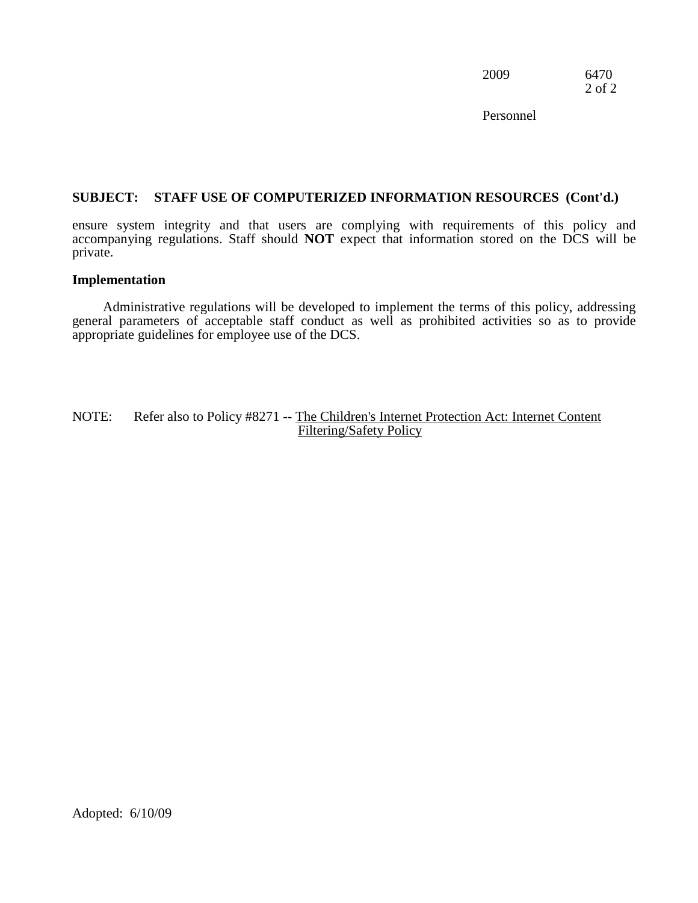**SUBJECT: STAFF USE OF COMPUTERIZED INFORMATION RESOURCES (Cont'd.)**

ensure system integrity and that users are complying with requirements of this policy and accompanying regulations. Staff should **NOT** expect that information stored on the DCS will be private.

**Implementation**

Administrative regulations will be developed to implement the terms of this policy, addressing general parameters of acceptable staff conduct as well as prohibited activities so as to provide appropriate guidelines for employee use of the DCS.

NOTE: Refer also to Policy #8271 -- The Children's Internet Protection Act: Internet Content Filtering/Safety Policy

Adopted: 6/10/09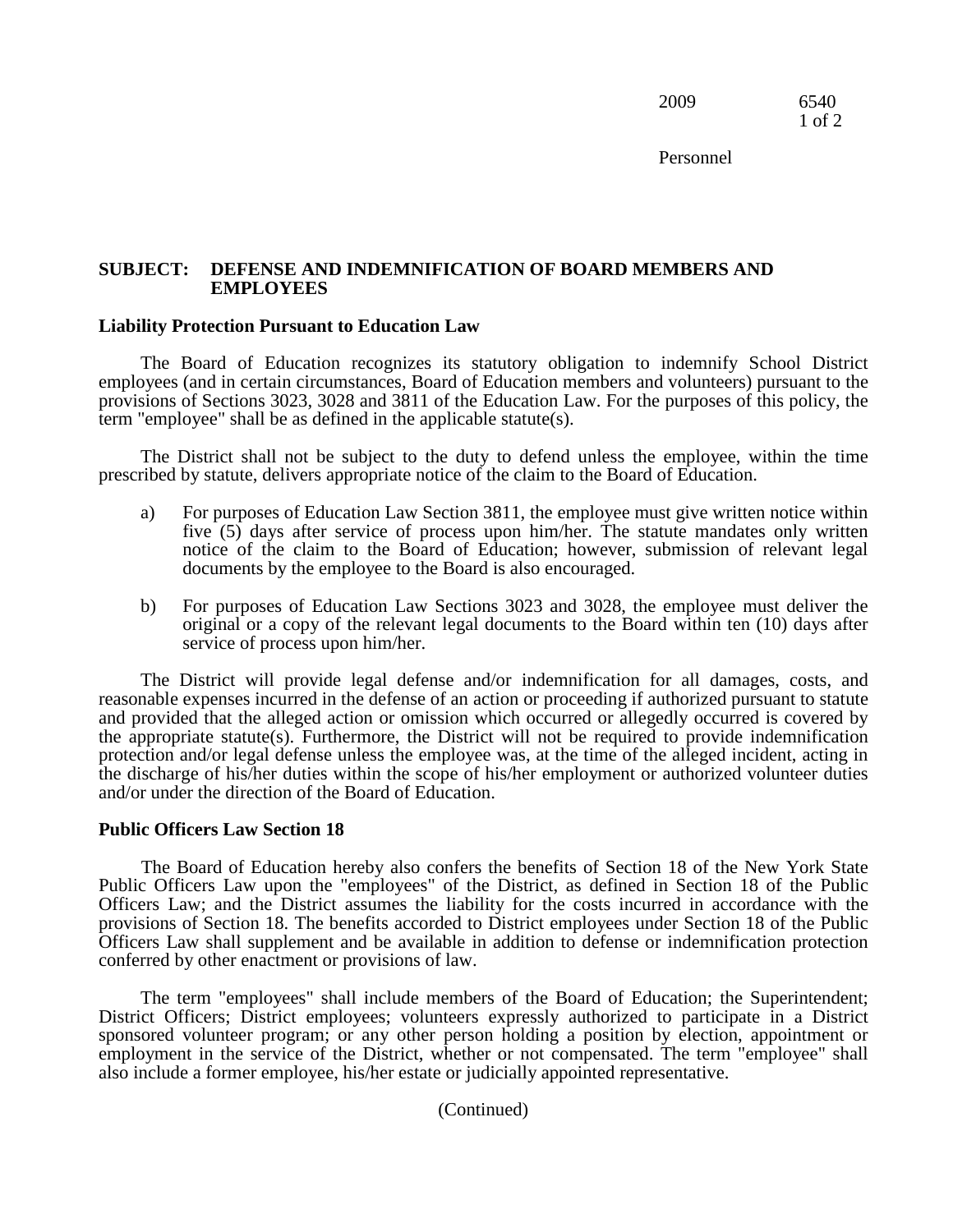**SUBJECT: DEFENSE AND INDEMNIFICATION OF BOARD MEMBERS AND EMPLOYEES**

**Liability Protection Pursuant to Education Law**

The Board of Education recognizes its statutory obligation to indemnify School District employees (and in certain circumstances, Board of Education members and volunteers) pursuant to the provisions of Sections 3023, 3028 and 3811 of the Education Law. For the purposes of this policy, the term "employee" shall be as defined in the applicable statute(s).

The District shall not be subject to the duty to defend unless the employee, within the time prescribed by statute, delivers appropriate notice of the claim to the Board of Education.

a) For purposes of Education Law Section 3811, the employee must give written notice within five (5) days after service of process upon him/her. The statute mandates only written notice of the claim to the Board of Education; however, submission of relevant legal documents by the employee to the Board is also encouraged.

b) For purposes of Education Law Sections 3023 and 3028, the employee must deliver the original or a copy of the relevant legal documents to the Board within ten (10) days after service of process upon him/her.

The District will provide legal defense and/or indemnification for all damages, costs, and reasonable expenses incurred in the defense of an action or proceeding if authorized pursuant to statute and provided that the alleged action or omission which occurred or allegedly occurred is covered by the appropriate statute(s). Furthermore, the District will not be required to provide indemnification protection and/or legal defense unless the employee was, at the time of the alleged incident, acting in the discharge of his/her duties within the scope of his/her employment or authorized volunteer duties and/or under the direction of the Board of Education.

**Public Officers Law Section 18**

The Board of Education hereby also confers the benefits of Section 18 of the New York State Public Officers Law upon the "employees" of the District, as defined in Section 18 of the Public Officers Law; and the District assumes the liability for the costs incurred in accordance with the provisions of Section 18. The benefits accorded to District employees under Section 18 of the Public Officers Law shall supplement and be available in addition to defense or indemnification protection conferred by other enactment or provisions of law.

The term "employees" shall include members of the Board of Education; the Superintendent; District Officers; District employees; volunteers expressly authorized to participate in a District sponsored volunteer program; or any other person holding a position by election, appointment or employment in the service of the District, whether or not compensated. The term "employee" shall also include a former employee, his/her estate or judicially appointed representative.

(Continued)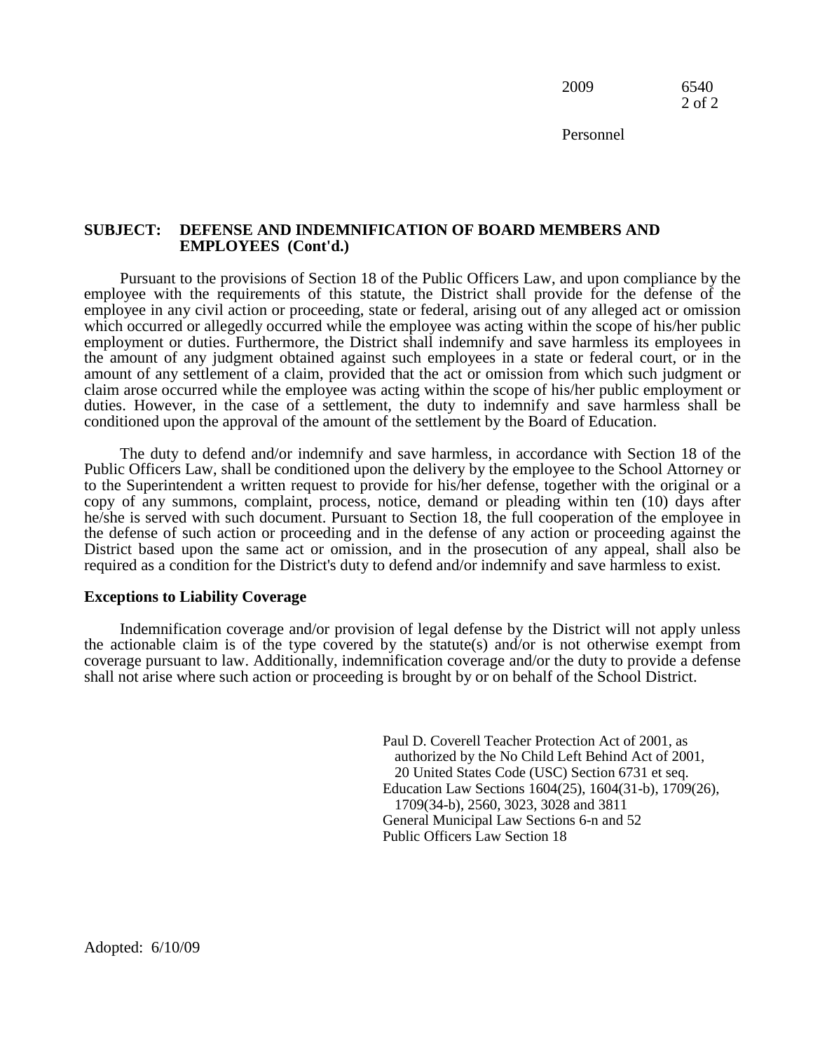**SUBJECT: DEFENSE AND INDEMNIFICATION OF BOARD MEMBERS AND EMPLOYEES (Cont'd.)**

Pursuant to the provisions of Section 18 of the Public Officers Law, and upon compliance by the employee with the requirements of this statute, the District shall provide for the defense of the employee in any civil action or proceeding, state or federal, arising out of any alleged act or omission which occurred or allegedly occurred while the employee was acting within the scope of his/her public employment or duties. Furthermore, the District shall indemnify and save harmless its employees in the amount of any judgment obtained against such employees in a state or federal court, or in the amount of any settlement of a claim, provided that the act or omission from which such judgment or claim arose occurred while the employee was acting within the scope of his/her public employment or duties. However, in the case of a settlement, the duty to indemnify and save harmless shall be conditioned upon the approval of the amount of the settlement by the Board of Education.

The duty to defend and/or indemnify and save harmless, in accordance with Section 18 of the Public Officers Law, shall be conditioned upon the delivery by the employee to the School Attorney or to the Superintendent a written request to provide for his/her defense, together with the original or a copy of any summons, complaint, process, notice, demand or pleading within ten (10) days after he/she is served with such document. Pursuant to Section 18, the full cooperation of the employee in the defense of such action or proceeding and in the defense of any action or proceeding against the District based upon the same act or omission, and in the prosecution of any appeal, shall also be required as a condition for the District's duty to defend and/or indemnify and save harmless to exist.

**Exceptions to Liability Coverage**

Indemnification coverage and/or provision of legal defense by the District will not apply unless the actionable claim is of the type covered by the statute(s) and/or is not otherwise exempt from coverage pursuant to law. Additionally, indemnification coverage and/or the duty to provide a defense shall not arise where such action or proceeding is brought by or on behalf of the School District.

Paul D. Coverell Teacher Protection Act of 2001, as authorized by the No Child Left Behind Act of 2001, 20 United States Code (USC) Section 6731 et seq.
Education Law Sections 1604(25), 1604(31-b), 1709(26), 1709(34-b), 2560, 3023, 3028 and 3811
General Municipal Law Sections 6-n and 52
Public Officers Law Section 18

Adopted: 6/10/09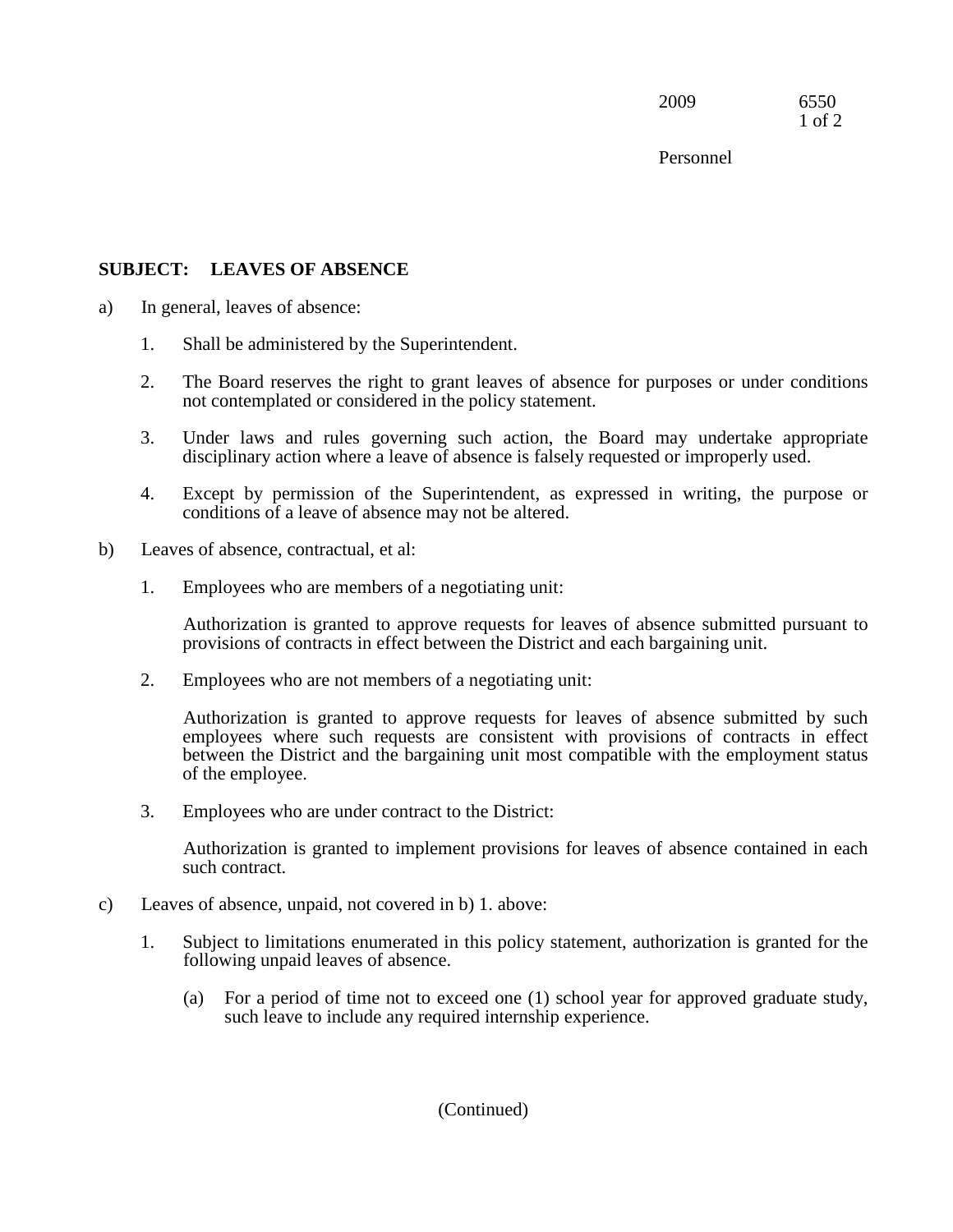2009 6550

Personnel

**SUBJECT: LEAVES OF ABSENCE**

a) In general, leaves of absence:

1. Shall be administered by the Superintendent.

2. The Board reserves the right to grant leaves of absence for purposes or under conditions not contemplated or considered in the policy statement.

3. Under laws and rules governing such action, the Board may undertake appropriate disciplinary action where a leave of absence is falsely requested or improperly used.

4. Except by permission of the Superintendent, as expressed in writing, the purpose or conditions of a leave of absence may not be altered.

b) Leaves of absence, contractual, et al:

1. Employees who are members of a negotiating unit:

   Authorization is granted to approve requests for leaves of absence submitted pursuant to provisions of contracts in effect between the District and each bargaining unit.

2. Employees who are not members of a negotiating unit:

   Authorization is granted to approve requests for leaves of absence submitted by such employees where such requests are consistent with provisions of contracts in effect between the District and the bargaining unit most compatible with the employment status of the employee.

3. Employees who are under contract to the District:

   Authorization is granted to implement provisions for leaves of absence contained in each such contract.

c) Leaves of absence, unpaid, not covered in b) 1. above:

1. Subject to limitations enumerated in this policy statement, authorization is granted for the following unpaid leaves of absence.

   (a) For a period of time not to exceed one (1) school year for approved graduate study, such leave to include any required internship experience.

(Continued)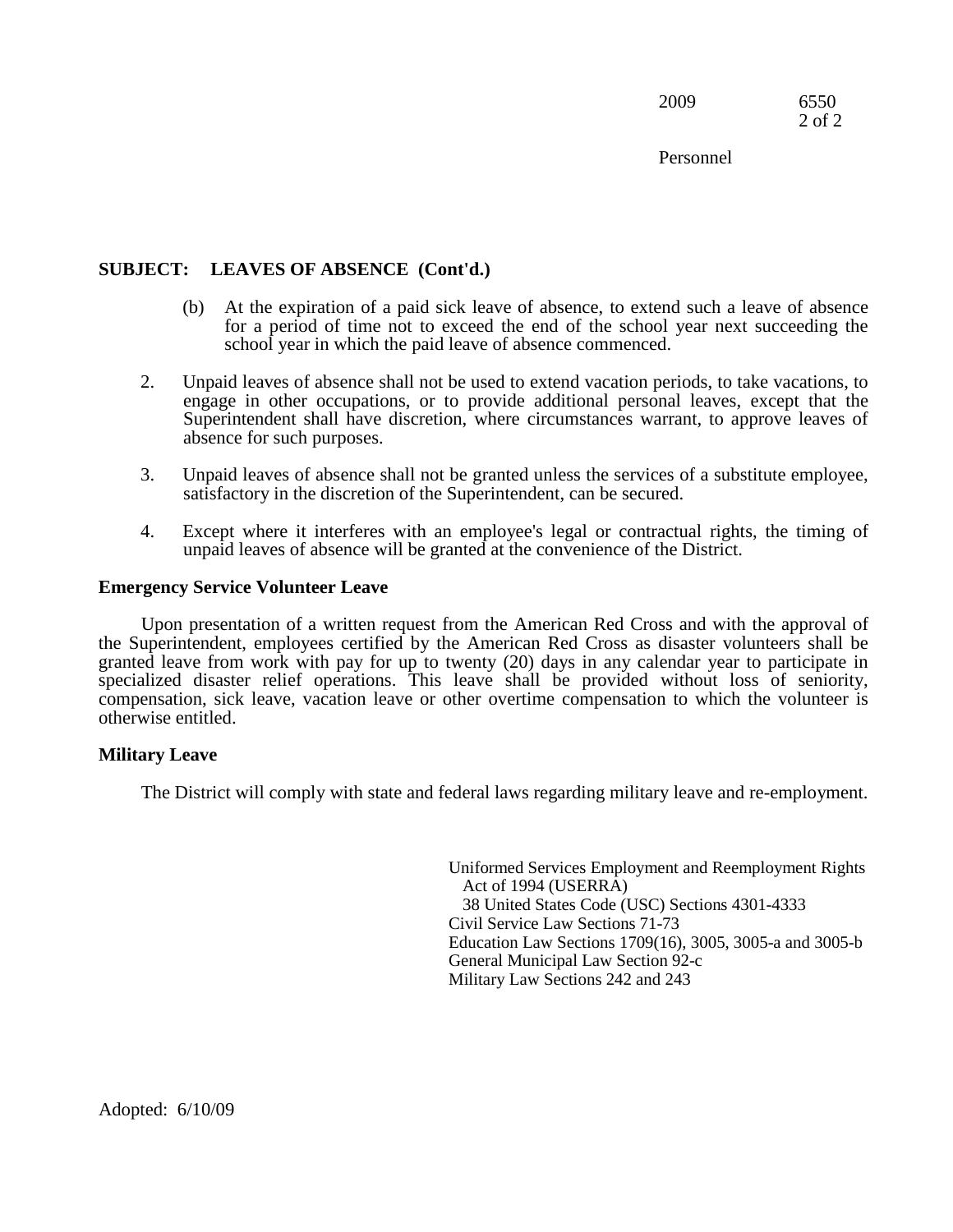**SUBJECT: LEAVES OF ABSENCE (Cont'd.)**

(b) At the expiration of a paid sick leave of absence, to extend such a leave of absence for a period of time not to exceed the end of the school year next succeeding the school year in which the paid leave of absence commenced.

2. Unpaid leaves of absence shall not be used to extend vacation periods, to take vacations, to engage in other occupations, or to provide additional personal leaves, except that the Superintendent shall have discretion, where circumstances warrant, to approve leaves of absence for such purposes.

3. Unpaid leaves of absence shall not be granted unless the services of a substitute employee, satisfactory in the discretion of the Superintendent, can be secured.

4. Except where it interferes with an employee's legal or contractual rights, the timing of unpaid leaves of absence will be granted at the convenience of the District.

**Emergency Service Volunteer Leave**

Upon presentation of a written request from the American Red Cross and with the approval of the Superintendent, employees certified by the American Red Cross as disaster volunteers shall be granted leave from work with pay for up to twenty (20) days in any calendar year to participate in specialized disaster relief operations. This leave shall be provided without loss of seniority, compensation, sick leave, vacation leave or other overtime compensation to which the volunteer is otherwise entitled.

**Military Leave**

The District will comply with state and federal laws regarding military leave and re-employment.

Uniformed Services Employment and Reemployment Rights Act of 1994 (USERRA)
38 United States Code (USC) Sections 4301-4333
Civil Service Law Sections 71-73
Education Law Sections 1709(16), 3005, 3005-a and 3005-b
General Municipal Law Section 92-c
Military Law Sections 242 and 243

Adopted: 6/10/09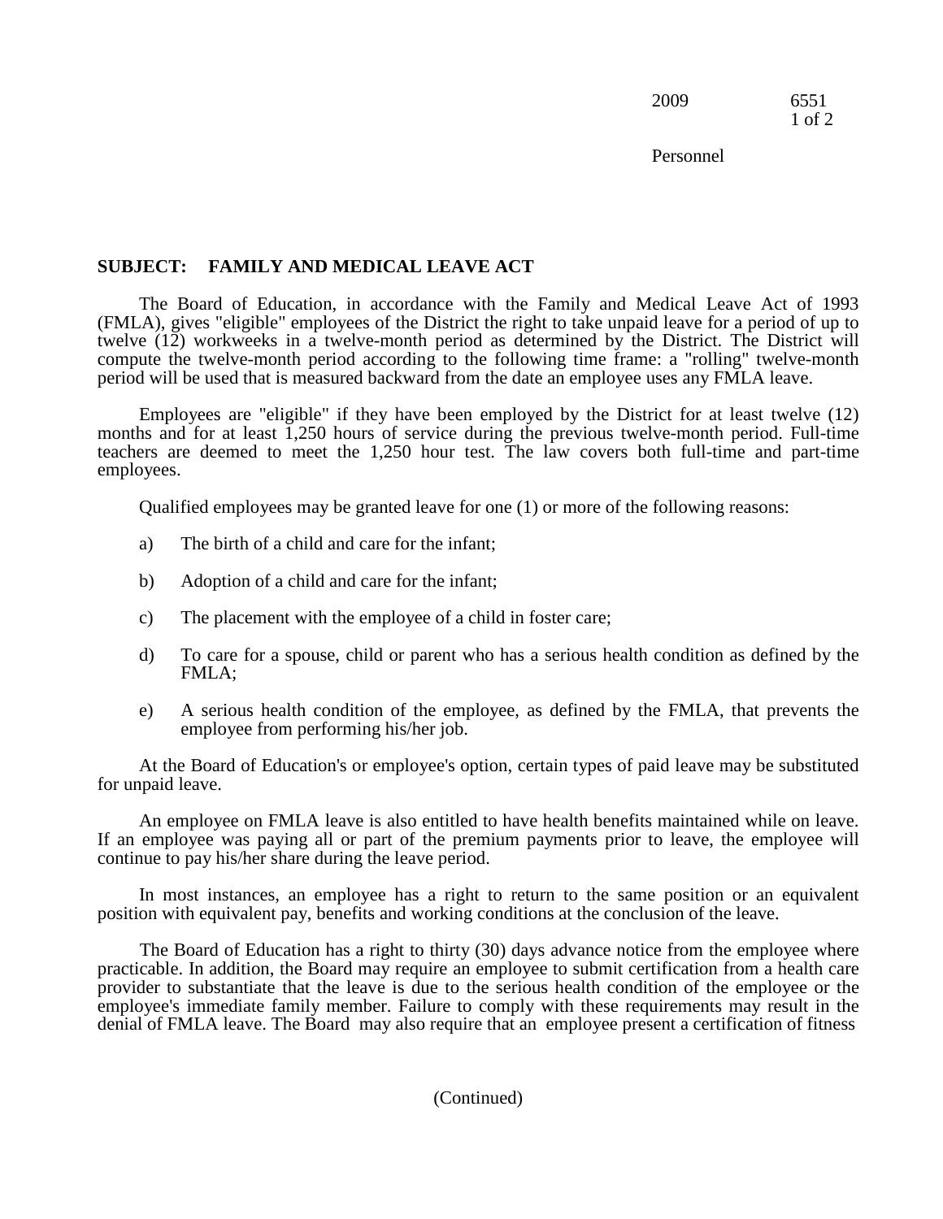**SUBJECT: FAMILY AND MEDICAL LEAVE ACT**

The Board of Education, in accordance with the Family and Medical Leave Act of 1993 (FMLA), gives "eligible" employees of the District the right to take unpaid leave for a period of up to twelve (12) workweeks in a twelve-month period as determined by the District. The District will compute the twelve-month period according to the following time frame: a "rolling" twelve-month period will be used that is measured backward from the date an employee uses any FMLA leave.

Employees are "eligible" if they have been employed by the District for at least twelve (12) months and for at least 1,250 hours of service during the previous twelve-month period. Full-time teachers are deemed to meet the 1,250 hour test. The law covers both full-time and part-time employees.

Qualified employees may be granted leave for one (1) or more of the following reasons:

a) The birth of a child and care for the infant;

b) Adoption of a child and care for the infant;

c) The placement with the employee of a child in foster care;

d) To care for a spouse, child or parent who has a serious health condition as defined by the FMLA;

e) A serious health condition of the employee, as defined by the FMLA, that prevents the employee from performing his/her job.

At the Board of Education's or employee's option, certain types of paid leave may be substituted for unpaid leave.

An employee on FMLA leave is also entitled to have health benefits maintained while on leave. If an employee was paying all or part of the premium payments prior to leave, the employee will continue to pay his/her share during the leave period.

In most instances, an employee has a right to return to the same position or an equivalent position with equivalent pay, benefits and working conditions at the conclusion of the leave.

The Board of Education has a right to thirty (30) days advance notice from the employee where practicable. In addition, the Board may require an employee to submit certification from a health care provider to substantiate that the leave is due to the serious health condition of the employee or the employee's immediate family member. Failure to comply with these requirements may result in the denial of FMLA leave. The Board may also require that an employee present a certification of fitness

(Continued)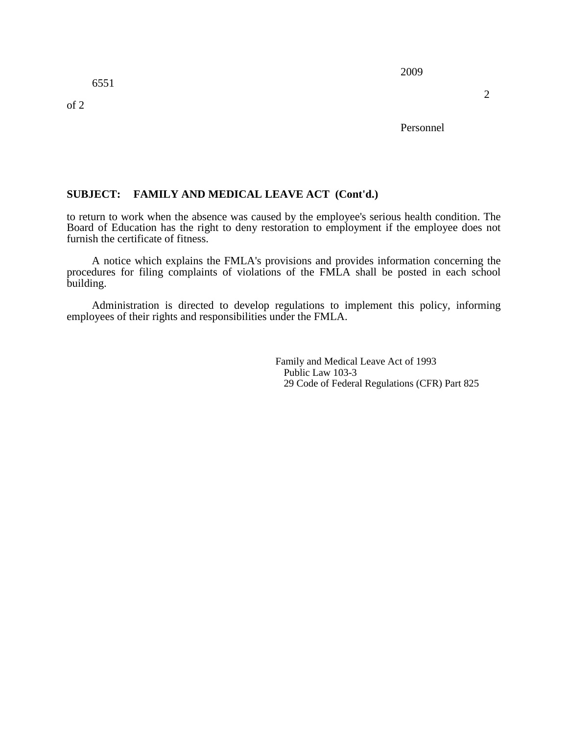**SUBJECT: FAMILY AND MEDICAL LEAVE ACT (Cont'd.)**

to return to work when the absence was caused by the employee's serious health condition. The Board of Education has the right to deny restoration to employment if the employee does not furnish the certificate of fitness.

A notice which explains the FMLA's provisions and provides information concerning the procedures for filing complaints of violations of the FMLA shall be posted in each school building.

Administration is directed to develop regulations to implement this policy, informing employees of their rights and responsibilities under the FMLA.

Family and Medical Leave Act of 1993
Public Law 103-3
29 Code of Federal Regulations (CFR) Part 825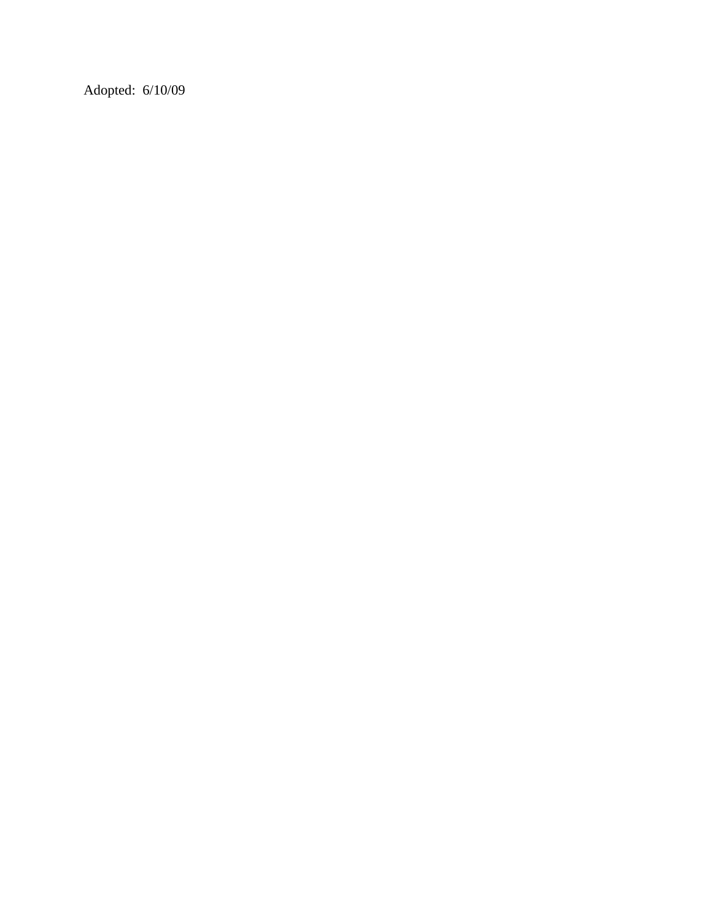Adopted: 6/10/09